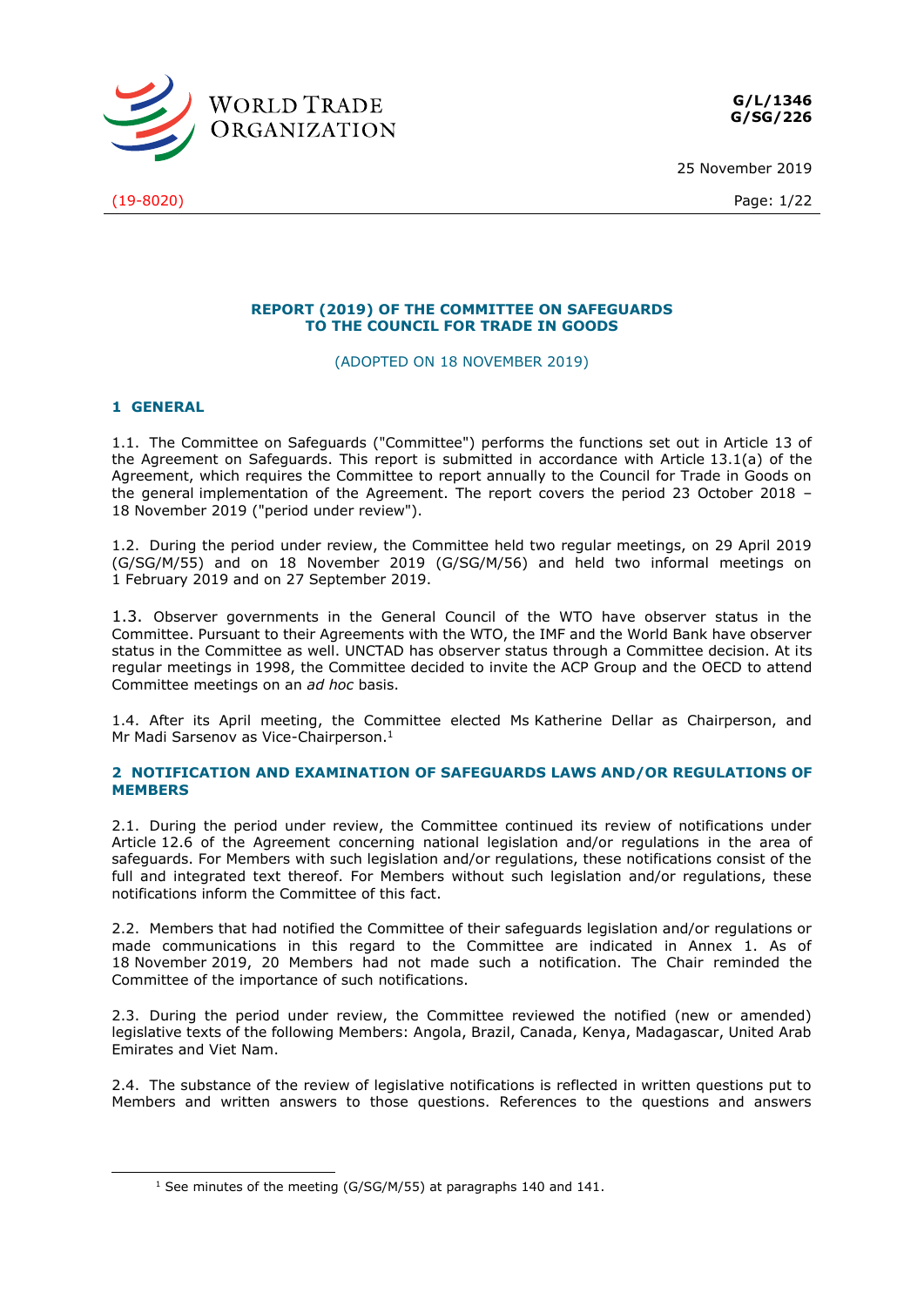G/L/1346
G/SG/226

25 November 2019

(19-8020)

# REPORT (2019) OF THE COMMITTEE ON SAFEGUARDS TO THE COUNCIL FOR TRADE IN GOODS

(ADOPTED ON 18 NOVEMBER 2019)

## 1 GENERAL

1.1. The Committee on Safeguards ("Committee") performs the functions set out in Article 13 of the Agreement on Safeguards. This report is submitted in accordance with Article 13.1(a) of the Agreement, which requires the Committee to report annually to the Council for Trade in Goods on the general implementation of the Agreement. The report covers the period 23 October 2018 – 18 November 2019 ("period under review").

1.2. During the period under review, the Committee held two regular meetings, on 29 April 2019 (G/SG/M/55) and on 18 November 2019 (G/SG/M/56) and held two informal meetings on 1 February 2019 and on 27 September 2019.

1.3. Observer governments in the General Council of the WTO have observer status in the Committee. Pursuant to their Agreements with the WTO, the IMF and the World Bank have observer status in the Committee as well. UNCTAD has observer status through a Committee decision. At its regular meetings in 1998, the Committee decided to invite the ACP Group and the OECD to attend Committee meetings on an *ad hoc* basis.

1.4. After its April meeting, the Committee elected Ms Katherine Dellar as Chairperson, and Mr Madi Sarsenov as Vice-Chairperson.[1]

## 2 NOTIFICATION AND EXAMINATION OF SAFEGUARDS LAWS AND/OR REGULATIONS OF MEMBERS

2.1. During the period under review, the Committee continued its review of notifications under Article 12.6 of the Agreement concerning national legislation and/or regulations in the area of safeguards. For Members with such legislation and/or regulations, these notifications consist of the full and integrated text thereof. For Members without such legislation and/or regulations, these notifications inform the Committee of this fact.

2.2. Members that had notified the Committee of their safeguards legislation and/or regulations or made communications in this regard to the Committee are indicated in Annex 1. As of 18 November 2019, 20 Members had not made such a notification. The Chair reminded the Committee of the importance of such notifications.

2.3. During the period under review, the Committee reviewed the notified (new or amended) legislative texts of the following Members: Angola, Brazil, Canada, Kenya, Madagascar, United Arab Emirates and Viet Nam.

2.4. The substance of the review of legislative notifications is reflected in written questions put to Members and written answers to those questions. References to the questions and answers

[1] See minutes of the meeting (G/SG/M/55) at paragraphs 140 and 141.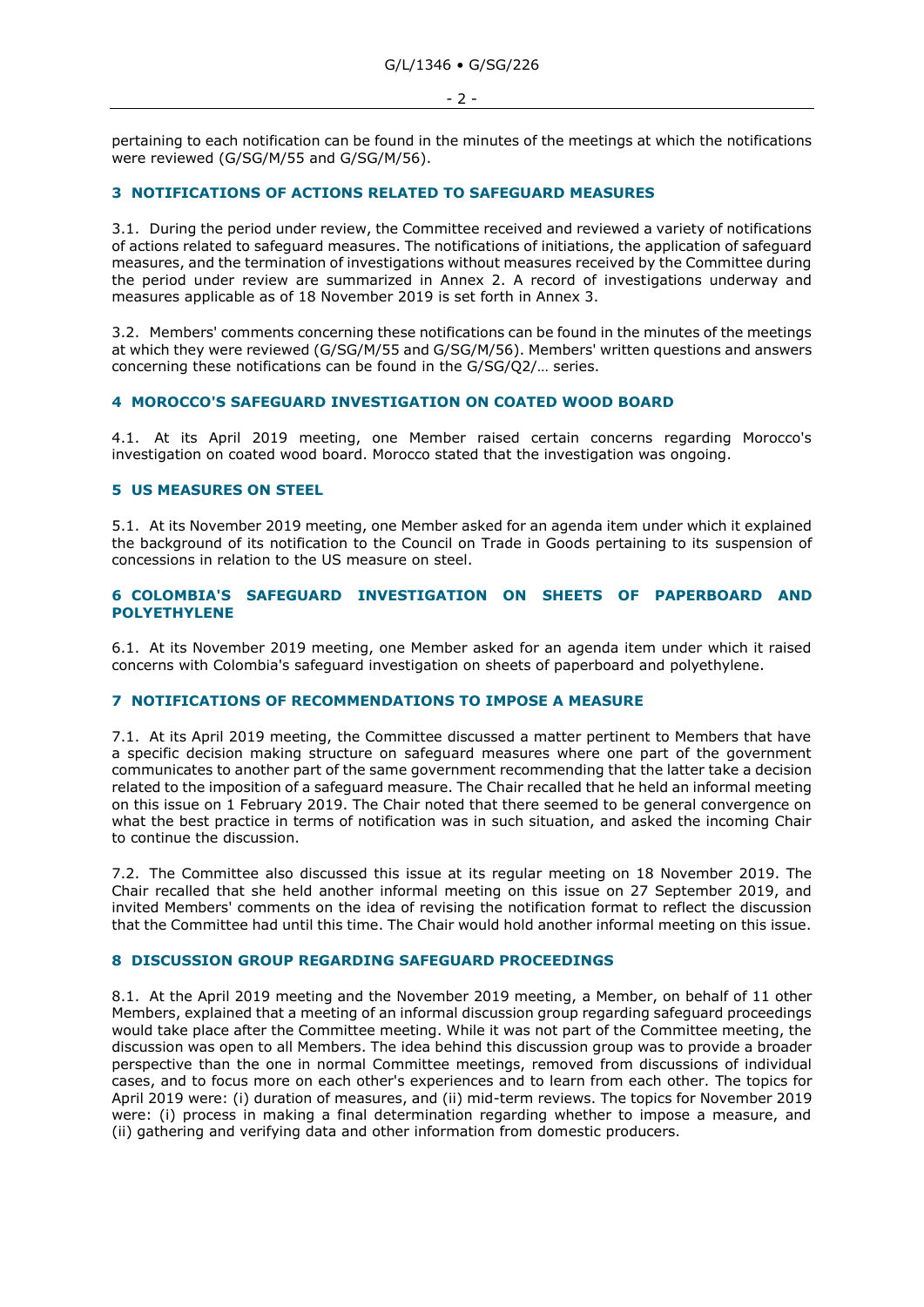pertaining to each notification can be found in the minutes of the meetings at which the notifications were reviewed (G/SG/M/55 and G/SG/M/56).

## 3 NOTIFICATIONS OF ACTIONS RELATED TO SAFEGUARD MEASURES

3.1. During the period under review, the Committee received and reviewed a variety of notifications of actions related to safeguard measures. The notifications of initiations, the application of safeguard measures, and the termination of investigations without measures received by the Committee during the period under review are summarized in Annex 2. A record of investigations underway and measures applicable as of 18 November 2019 is set forth in Annex 3.

3.2. Members' comments concerning these notifications can be found in the minutes of the meetings at which they were reviewed (G/SG/M/55 and G/SG/M/56). Members' written questions and answers concerning these notifications can be found in the G/SG/Q2/… series.

## 4 MOROCCO'S SAFEGUARD INVESTIGATION ON COATED WOOD BOARD

4.1. At its April 2019 meeting, one Member raised certain concerns regarding Morocco's investigation on coated wood board. Morocco stated that the investigation was ongoing.

## 5 US MEASURES ON STEEL

5.1. At its November 2019 meeting, one Member asked for an agenda item under which it explained the background of its notification to the Council on Trade in Goods pertaining to its suspension of concessions in relation to the US measure on steel.

## 6 COLOMBIA'S SAFEGUARD INVESTIGATION ON SHEETS OF PAPERBOARD AND POLYETHYLENE

6.1. At its November 2019 meeting, one Member asked for an agenda item under which it raised concerns with Colombia's safeguard investigation on sheets of paperboard and polyethylene.

## 7 NOTIFICATIONS OF RECOMMENDATIONS TO IMPOSE A MEASURE

7.1. At its April 2019 meeting, the Committee discussed a matter pertinent to Members that have a specific decision making structure on safeguard measures where one part of the government communicates to another part of the same government recommending that the latter take a decision related to the imposition of a safeguard measure. The Chair recalled that he held an informal meeting on this issue on 1 February 2019. The Chair noted that there seemed to be general convergence on what the best practice in terms of notification was in such situation, and asked the incoming Chair to continue the discussion.

7.2. The Committee also discussed this issue at its regular meeting on 18 November 2019. The Chair recalled that she held another informal meeting on this issue on 27 September 2019, and invited Members' comments on the idea of revising the notification format to reflect the discussion that the Committee had until this time. The Chair would hold another informal meeting on this issue.

## 8 DISCUSSION GROUP REGARDING SAFEGUARD PROCEEDINGS

8.1. At the April 2019 meeting and the November 2019 meeting, a Member, on behalf of 11 other Members, explained that a meeting of an informal discussion group regarding safeguard proceedings would take place after the Committee meeting. While it was not part of the Committee meeting, the discussion was open to all Members. The idea behind this discussion group was to provide a broader perspective than the one in normal Committee meetings, removed from discussions of individual cases, and to focus more on each other's experiences and to learn from each other. The topics for April 2019 were: (i) duration of measures, and (ii) mid-term reviews. The topics for November 2019 were: (i) process in making a final determination regarding whether to impose a measure, and (ii) gathering and verifying data and other information from domestic producers.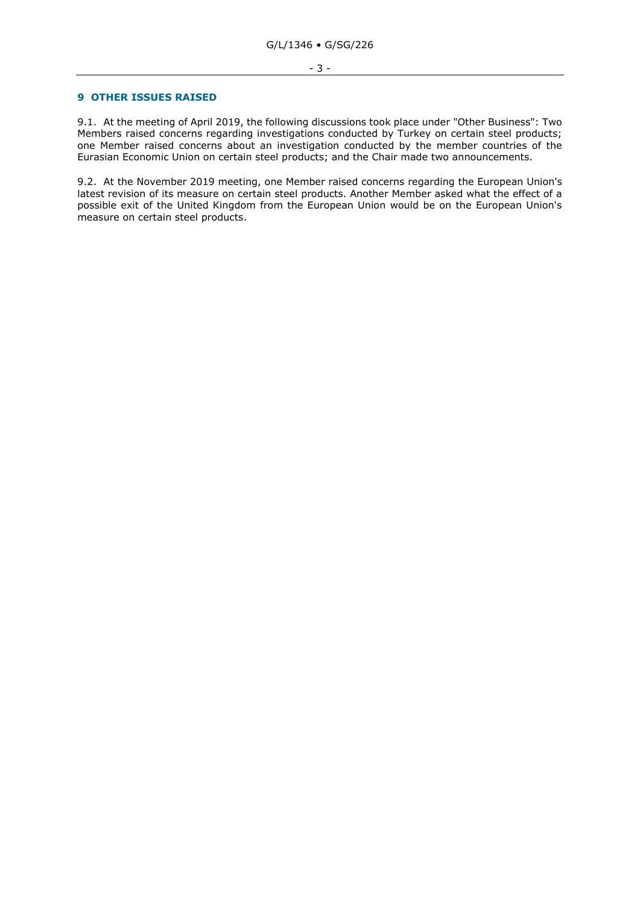## 9 OTHER ISSUES RAISED

9.1. At the meeting of April 2019, the following discussions took place under "Other Business": Two Members raised concerns regarding investigations conducted by Turkey on certain steel products; one Member raised concerns about an investigation conducted by the member countries of the Eurasian Economic Union on certain steel products; and the Chair made two announcements.

9.2. At the November 2019 meeting, one Member raised concerns regarding the European Union's latest revision of its measure on certain steel products. Another Member asked what the effect of a possible exit of the United Kingdom from the European Union would be on the European Union's measure on certain steel products.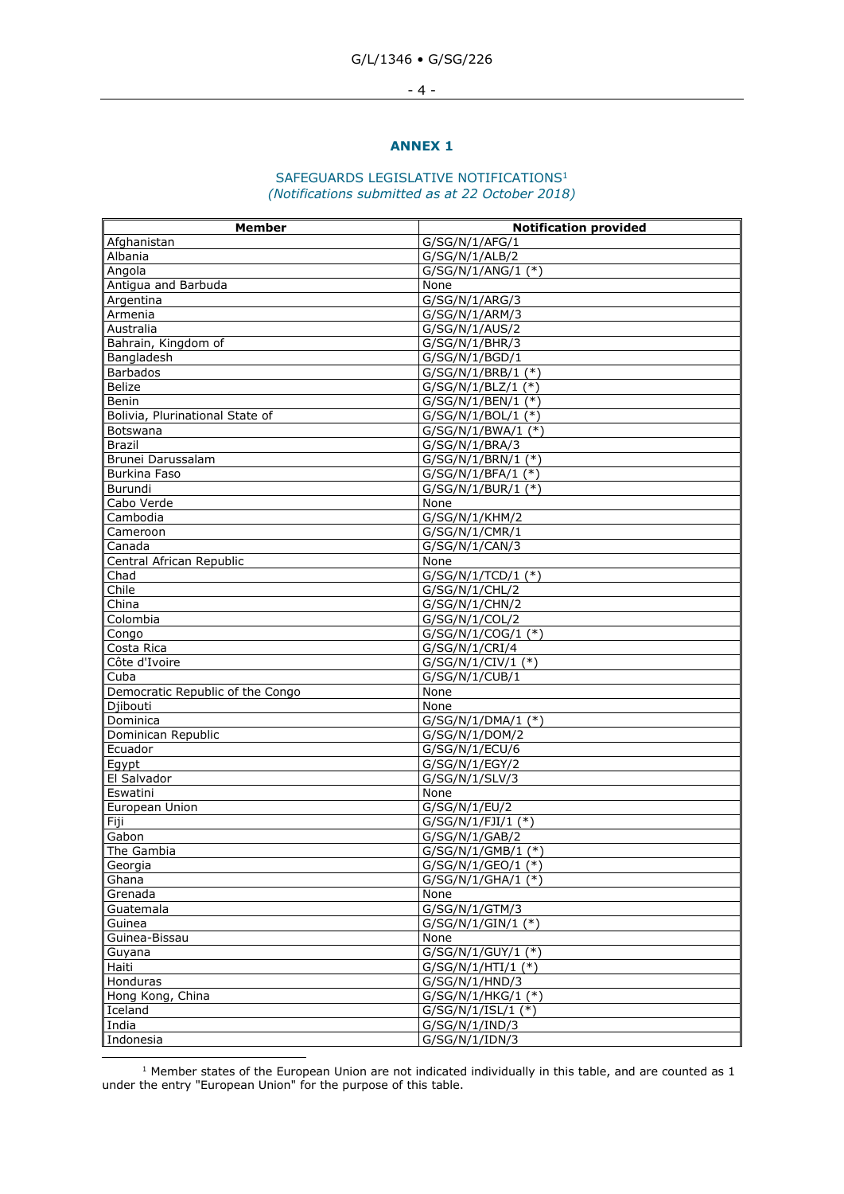## ANNEX 1

### SAFEGUARDS LEGISLATIVE NOTIFICATIONS[1]
*(Notifications submitted as at 22 October 2018)*

| Member | Notification provided |
|---|---|
| Afghanistan | G/SG/N/1/AFG/1 |
| Albania | G/SG/N/1/ALB/2 |
| Angola | G/SG/N/1/ANG/1 (*) |
| Antigua and Barbuda | None |
| Argentina | G/SG/N/1/ARG/3 |
| Armenia | G/SG/N/1/ARM/3 |
| Australia | G/SG/N/1/AUS/2 |
| Bahrain, Kingdom of | G/SG/N/1/BHR/3 |
| Bangladesh | G/SG/N/1/BGD/1 |
| Barbados | G/SG/N/1/BRB/1 (*) |
| Belize | G/SG/N/1/BLZ/1 (*) |
| Benin | G/SG/N/1/BEN/1 (*) |
| Bolivia, Plurinational State of | G/SG/N/1/BOL/1 (*) |
| Botswana | G/SG/N/1/BWA/1 (*) |
| Brazil | G/SG/N/1/BRA/3 |
| Brunei Darussalam | G/SG/N/1/BRN/1 (*) |
| Burkina Faso | G/SG/N/1/BFA/1 (*) |
| Burundi | G/SG/N/1/BUR/1 (*) |
| Cabo Verde | None |
| Cambodia | G/SG/N/1/KHM/2 |
| Cameroon | G/SG/N/1/CMR/1 |
| Canada | G/SG/N/1/CAN/3 |
| Central African Republic | None |
| Chad | G/SG/N/1/TCD/1 (*) |
| Chile | G/SG/N/1/CHL/2 |
| China | G/SG/N/1/CHN/2 |
| Colombia | G/SG/N/1/COL/2 |
| Congo | G/SG/N/1/COG/1 (*) |
| Costa Rica | G/SG/N/1/CRI/4 |
| Côte d'Ivoire | G/SG/N/1/CIV/1 (*) |
| Cuba | G/SG/N/1/CUB/1 |
| Democratic Republic of the Congo | None |
| Djibouti | None |
| Dominica | G/SG/N/1/DMA/1 (*) |
| Dominican Republic | G/SG/N/1/DOM/2 |
| Ecuador | G/SG/N/1/ECU/6 |
| Egypt | G/SG/N/1/EGY/2 |
| El Salvador | G/SG/N/1/SLV/3 |
| Eswatini | None |
| European Union | G/SG/N/1/EU/2 |
| Fiji | G/SG/N/1/FJI/1 (*) |
| Gabon | G/SG/N/1/GAB/2 |
| The Gambia | G/SG/N/1/GMB/1 (*) |
| Georgia | G/SG/N/1/GEO/1 (*) |
| Ghana | G/SG/N/1/GHA/1 (*) |
| Grenada | None |
| Guatemala | G/SG/N/1/GTM/3 |
| Guinea | G/SG/N/1/GIN/1 (*) |
| Guinea-Bissau | None |
| Guyana | G/SG/N/1/GUY/1 (*) |
| Haiti | G/SG/N/1/HTI/1 (*) |
| Honduras | G/SG/N/1/HND/3 |
| Hong Kong, China | G/SG/N/1/HKG/1 (*) |
| Iceland | G/SG/N/1/ISL/1 (*) |
| India | G/SG/N/1/IND/3 |
| Indonesia | G/SG/N/1/IDN/3 |

[1] Member states of the European Union are not indicated individually in this table, and are counted as 1 under the entry "European Union" for the purpose of this table.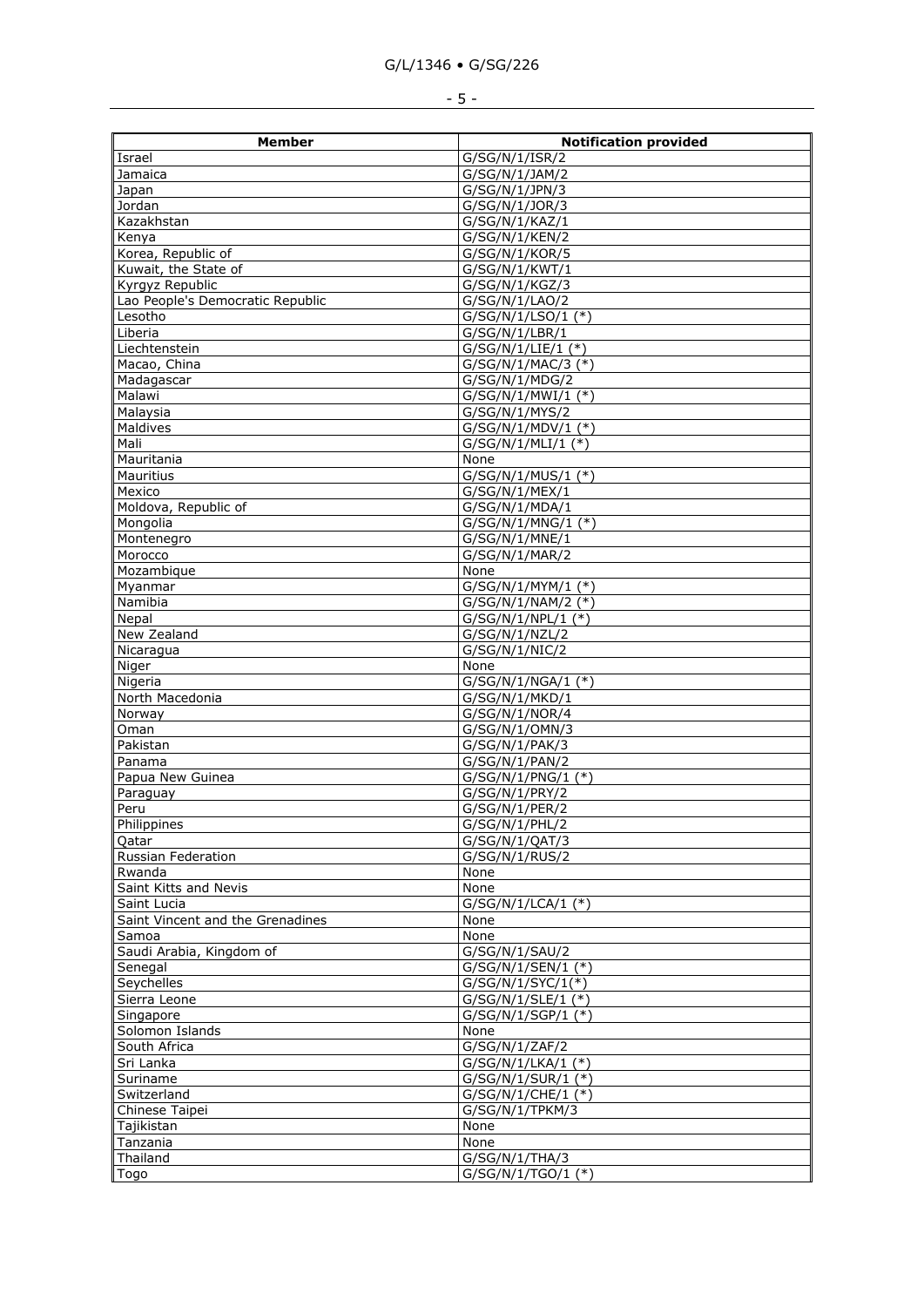| Member | Notification provided |
|---|---|
| Israel | G/SG/N/1/ISR/2 |
| Jamaica | G/SG/N/1/JAM/2 |
| Japan | G/SG/N/1/JPN/3 |
| Jordan | G/SG/N/1/JOR/3 |
| Kazakhstan | G/SG/N/1/KAZ/1 |
| Kenya | G/SG/N/1/KEN/2 |
| Korea, Republic of | G/SG/N/1/KOR/5 |
| Kuwait, the State of | G/SG/N/1/KWT/1 |
| Kyrgyz Republic | G/SG/N/1/KGZ/3 |
| Lao People's Democratic Republic | G/SG/N/1/LAO/2 |
| Lesotho | G/SG/N/1/LSO/1 (*) |
| Liberia | G/SG/N/1/LBR/1 |
| Liechtenstein | G/SG/N/1/LIE/1 (*) |
| Macao, China | G/SG/N/1/MAC/3 (*) |
| Madagascar | G/SG/N/1/MDG/2 |
| Malawi | G/SG/N/1/MWI/1 (*) |
| Malaysia | G/SG/N/1/MYS/2 |
| Maldives | G/SG/N/1/MDV/1 (*) |
| Mali | G/SG/N/1/MLI/1 (*) |
| Mauritania | None |
| Mauritius | G/SG/N/1/MUS/1 (*) |
| Mexico | G/SG/N/1/MEX/1 |
| Moldova, Republic of | G/SG/N/1/MDA/1 |
| Mongolia | G/SG/N/1/MNG/1 (*) |
| Montenegro | G/SG/N/1/MNE/1 |
| Morocco | G/SG/N/1/MAR/2 |
| Mozambique | None |
| Myanmar | G/SG/N/1/MYM/1 (*) |
| Namibia | G/SG/N/1/NAM/2 (*) |
| Nepal | G/SG/N/1/NPL/1 (*) |
| New Zealand | G/SG/N/1/NZL/2 |
| Nicaragua | G/SG/N/1/NIC/2 |
| Niger | None |
| Nigeria | G/SG/N/1/NGA/1 (*) |
| North Macedonia | G/SG/N/1/MKD/1 |
| Norway | G/SG/N/1/NOR/4 |
| Oman | G/SG/N/1/OMN/3 |
| Pakistan | G/SG/N/1/PAK/3 |
| Panama | G/SG/N/1/PAN/2 |
| Papua New Guinea | G/SG/N/1/PNG/1 (*) |
| Paraguay | G/SG/N/1/PRY/2 |
| Peru | G/SG/N/1/PER/2 |
| Philippines | G/SG/N/1/PHL/2 |
| Qatar | G/SG/N/1/QAT/3 |
| Russian Federation | G/SG/N/1/RUS/2 |
| Rwanda | None |
| Saint Kitts and Nevis | None |
| Saint Lucia | G/SG/N/1/LCA/1 (*) |
| Saint Vincent and the Grenadines | None |
| Samoa | None |
| Saudi Arabia, Kingdom of | G/SG/N/1/SAU/2 |
| Senegal | G/SG/N/1/SEN/1 (*) |
| Seychelles | G/SG/N/1/SYC/1(*) |
| Sierra Leone | G/SG/N/1/SLE/1 (*) |
| Singapore | G/SG/N/1/SGP/1 (*) |
| Solomon Islands | None |
| South Africa | G/SG/N/1/ZAF/2 |
| Sri Lanka | G/SG/N/1/LKA/1 (*) |
| Suriname | G/SG/N/1/SUR/1 (*) |
| Switzerland | G/SG/N/1/CHE/1 (*) |
| Chinese Taipei | G/SG/N/1/TPKM/3 |
| Tajikistan | None |
| Tanzania | None |
| Thailand | G/SG/N/1/THA/3 |
| Togo | G/SG/N/1/TGO/1 (*) |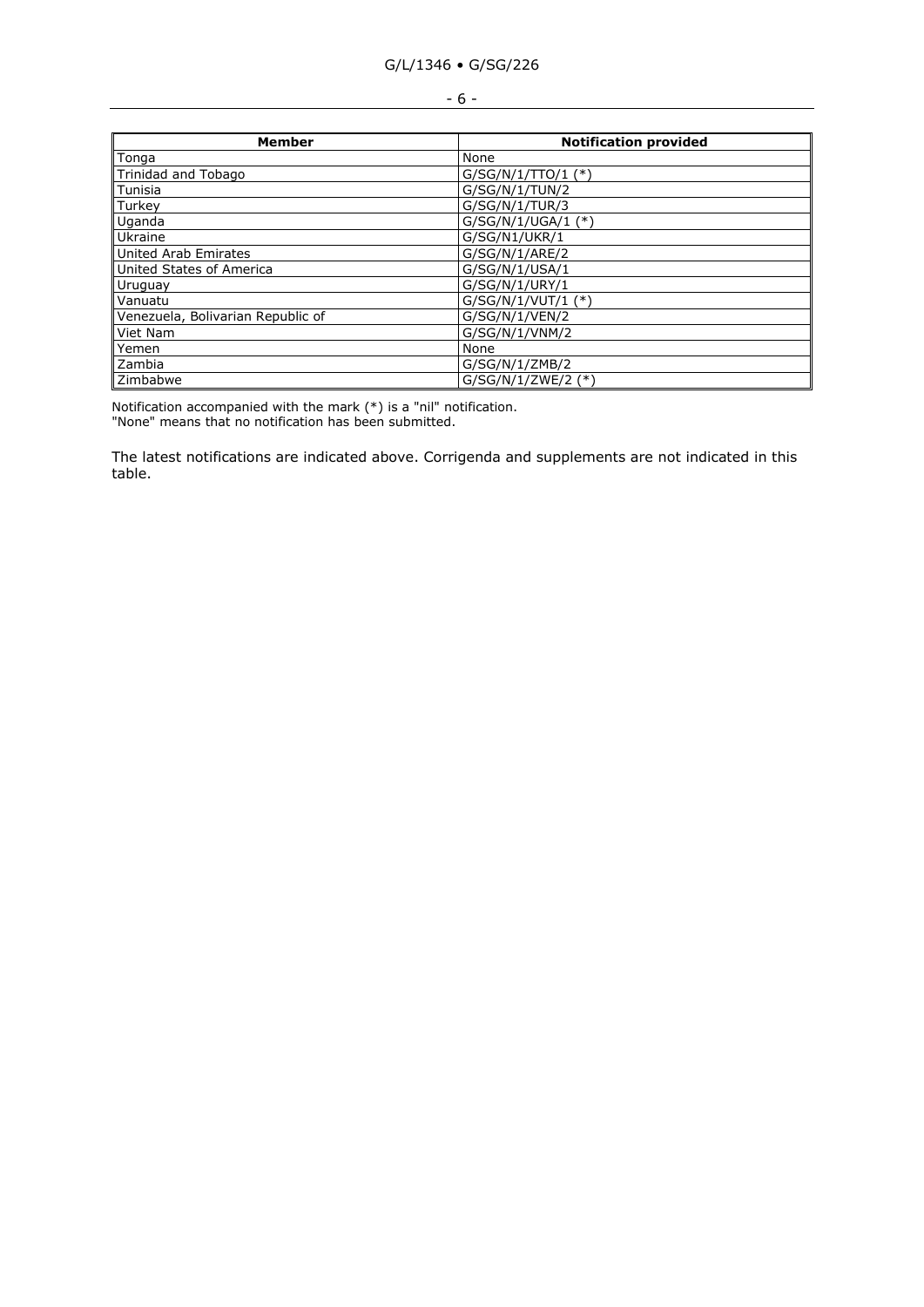| Member | Notification provided |
| --- | --- |
| Tonga | None |
| Trinidad and Tobago | G/SG/N/1/TTO/1 (*) |
| Tunisia | G/SG/N/1/TUN/2 |
| Turkey | G/SG/N/1/TUR/3 |
| Uganda | G/SG/N/1/UGA/1 (*) |
| Ukraine | G/SG/N1/UKR/1 |
| United Arab Emirates | G/SG/N/1/ARE/2 |
| United States of America | G/SG/N/1/USA/1 |
| Uruguay | G/SG/N/1/URY/1 |
| Vanuatu | G/SG/N/1/VUT/1 (*) |
| Venezuela, Bolivarian Republic of | G/SG/N/1/VEN/2 |
| Viet Nam | G/SG/N/1/VNM/2 |
| Yemen | None |
| Zambia | G/SG/N/1/ZMB/2 |
| Zimbabwe | G/SG/N/1/ZWE/2 (*) |

Notification accompanied with the mark (*) is a "nil" notification.
"None" means that no notification has been submitted.

The latest notifications are indicated above. Corrigenda and supplements are not indicated in this table.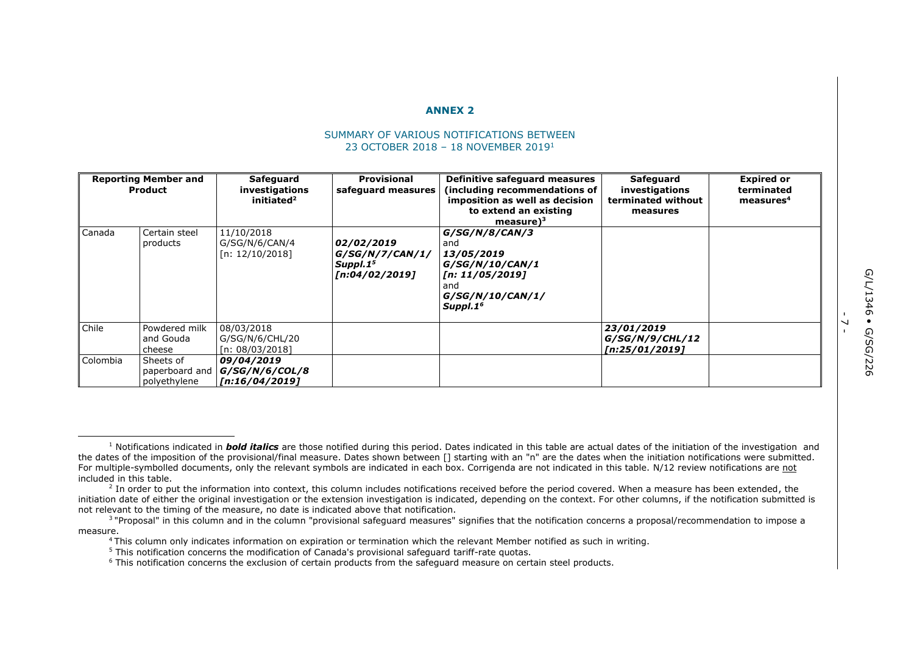## ANNEX 2

SUMMARY OF VARIOUS NOTIFICATIONS BETWEEN 23 OCTOBER 2018 – 18 NOVEMBER 2019[1]

| Reporting Member and Product | | Safeguard investigations initiated[2] | Provisional safeguard measures | Definitive safeguard measures (including recommendations of imposition as well as decision to extend an existing measure)[3] | Safeguard investigations terminated without measures | Expired or terminated measures[4] |
|---|---|---|---|---|---|---|
| Canada | Certain steel products | 11/10/2018 G/SG/N/6/CAN/4 [n: 12/10/2018] | ***02/02/2019 G/SG/N/7/CAN/1/ Suppl.1[5] [n:04/02/2019]*** | ***G/SG/N/8/CAN/3*** and ***13/05/2019 G/SG/N/10/CAN/1 [n: 11/05/2019]*** and ***G/SG/N/10/CAN/1/ Suppl.1[6]*** | | |
| Chile | Powdered milk and Gouda cheese | 08/03/2018 G/SG/N/6/CHL/20 [n: 08/03/2018] | | | ***23/01/2019 G/SG/N/9/CHL/12 [n:25/01/2019]*** | |
| Colombia | Sheets of paperboard and polyethylene | ***09/04/2019 G/SG/N/6/COL/8 [n:16/04/2019]*** | | | | |

[1] Notifications indicated in ***bold italics*** are those notified during this period. Dates indicated in this table are actual dates of the initiation of the investigation and the dates of the imposition of the provisional/final measure. Dates shown between [] starting with an "n" are the dates when the initiation notifications were submitted. For multiple-symbolled documents, only the relevant symbols are indicated in each box. Corrigenda are not indicated in this table. N/12 review notifications are not included in this table.

[2] In order to put the information into context, this column includes notifications received before the period covered. When a measure has been extended, the initiation date of either the original investigation or the extension investigation is indicated, depending on the context. For other columns, if the notification submitted is not relevant to the timing of the measure, no date is indicated above that notification.

[3] "Proposal" in this column and in the column "provisional safeguard measures" signifies that the notification concerns a proposal/recommendation to impose a measure.

[4] This column only indicates information on expiration or termination which the relevant Member notified as such in writing.

[5] This notification concerns the modification of Canada's provisional safeguard tariff-rate quotas.

[6] This notification concerns the exclusion of certain products from the safeguard measure on certain steel products.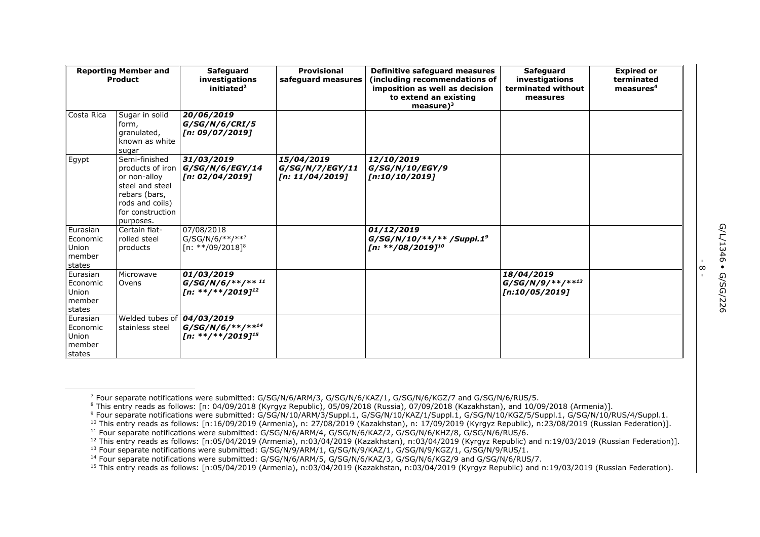| Reporting Member and Product | | Safeguard investigations initiated[2] | Provisional safeguard measures | Definitive safeguard measures (including recommendations of imposition as well as decision to extend an existing measure)[3] | Safeguard investigations terminated without measures | Expired or terminated measures[4] |
|---|---|---|---|---|---|---|
| Costa Rica | Sugar in solid form, granulated, known as white sugar | ***20/06/2019 G/SG/N/6/CRI/5 [n: 09/07/2019]*** | | | | |
| Egypt | Semi-finished products of iron or non-alloy steel and steel rebars (bars, rods and coils) for construction purposes. | ***31/03/2019 G/SG/N/6/EGY/14 [n: 02/04/2019]*** | ***15/04/2019 G/SG/N/7/EGY/11 [n: 11/04/2019]*** | ***12/10/2019 G/SG/N/10/EGY/9 [n:10/10/2019]*** | | |
| Eurasian Economic Union member states | Certain flat-rolled steel products | 07/08/2018 G/SG/N/6/**/**[7] [n: **/09/2018][8] | | ***01/12/2019 G/SG/N/10/**/** /Suppl.1[9] [n: **/08/2019][10]*** | | |
| Eurasian Economic Union member states | Microwave Ovens | ***01/03/2019 G/SG/N/6/**/** [11] [n: **/**/2019][12]*** | | | ***18/04/2019 G/SG/N/9/**/**[13] [n:10/05/2019]*** | |
| Eurasian Economic Union member states | Welded tubes of stainless steel | ***04/03/2019 G/SG/N/6/**/**[14] [n: **/**/2019][15]*** | | | | |

[7] Four separate notifications were submitted: G/SG/N/6/ARM/3, G/SG/N/6/KAZ/1, G/SG/N/6/KGZ/7 and G/SG/N/6/RUS/5.

[8] This entry reads as follows: [n: 04/09/2018 (Kyrgyz Republic), 05/09/2018 (Russia), 07/09/2018 (Kazakhstan), and 10/09/2018 (Armenia)].

[9] Four separate notifications were submitted: G/SG/N/10/ARM/3/Suppl.1, G/SG/N/10/KAZ/1/Suppl.1, G/SG/N/10/KGZ/5/Suppl.1, G/SG/N/10/RUS/4/Suppl.1.

[10] This entry reads as follows: [n:16/09/2019 (Armenia), n: 27/08/2019 (Kazakhstan), n: 17/09/2019 (Kyrgyz Republic), n:23/08/2019 (Russian Federation)].

[11] Four separate notifications were submitted: G/SG/N/6/ARM/4, G/SG/N/6/KAZ/2, G/SG/N/6/KHZ/8, G/SG/N/6/RUS/6.

[12] This entry reads as follows: [n:05/04/2019 (Armenia), n:03/04/2019 (Kazakhstan), n:03/04/2019 (Kyrgyz Republic) and n:19/03/2019 (Russian Federation)].

[13] Four separate notifications were submitted: G/SG/N/9/ARM/1, G/SG/N/9/KAZ/1, G/SG/N/9/KGZ/1, G/SG/N/9/RUS/1.

[14] Four separate notifications were submitted: G/SG/N/6/ARM/5, G/SG/N/6/KAZ/3, G/SG/N/6/KGZ/9 and G/SG/N/6/RUS/7.

[15] This entry reads as follows: [n:05/04/2019 (Armenia), n:03/04/2019 (Kazakhstan, n:03/04/2019 (Kyrgyz Republic) and n:19/03/2019 (Russian Federation).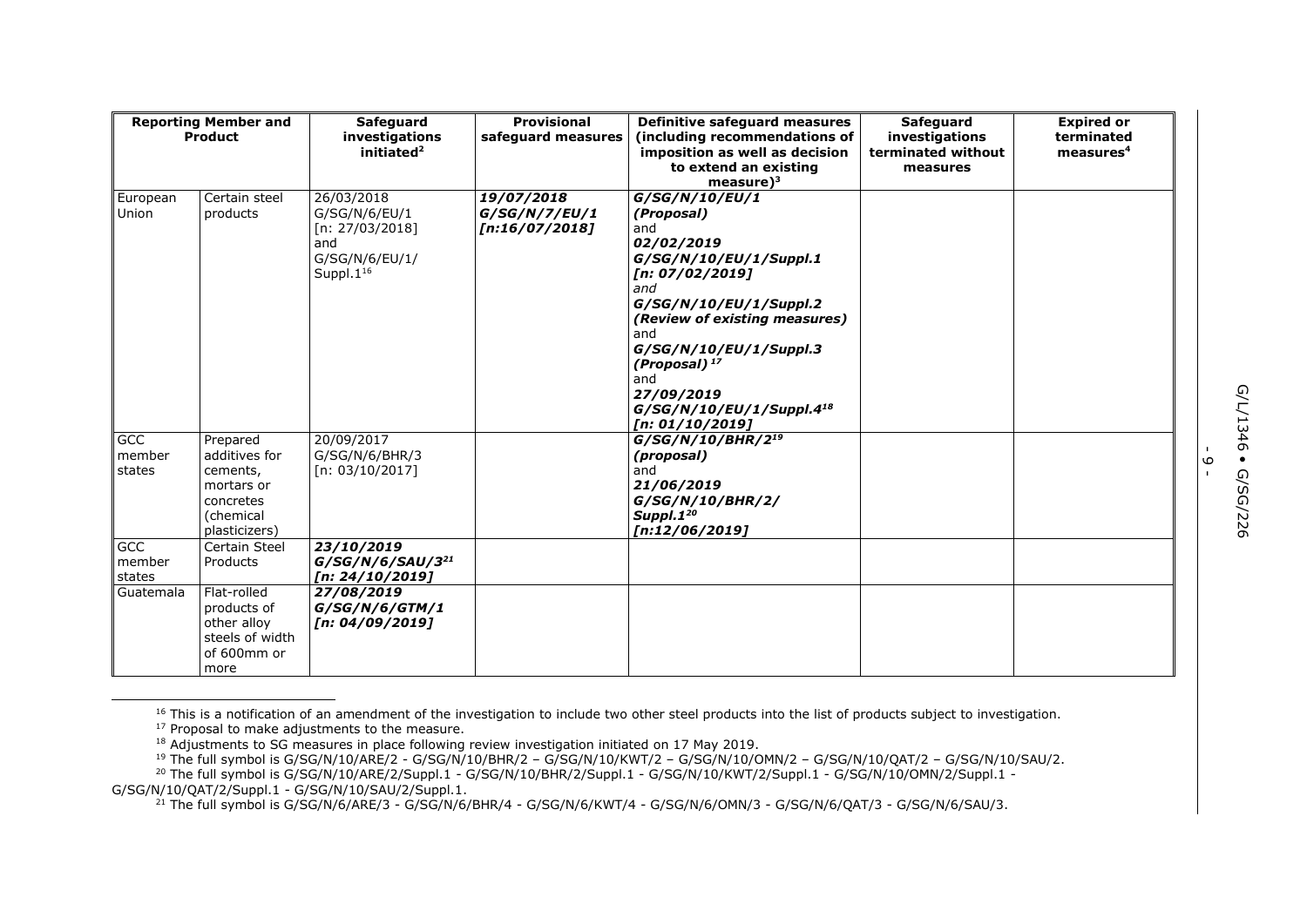| Reporting Member and Product | | Safeguard investigations initiated[2] | Provisional safeguard measures | Definitive safeguard measures (including recommendations of imposition as well as decision to extend an existing measure)[3] | Safeguard investigations terminated without measures | Expired or terminated measures[4] |
|---|---|---|---|---|---|---|
| European Union | Certain steel products | 26/03/2018 G/SG/N/6/EU/1 [n: 27/03/2018] and G/SG/N/6/EU/1/ Suppl.1[16] | ***19/07/2018 G/SG/N/7/EU/1 [n:16/07/2018]*** | ***G/SG/N/10/EU/1 (Proposal)*** and ***02/02/2019 G/SG/N/10/EU/1/Suppl.1 [n: 07/02/2019]*** *and* ***G/SG/N/10/EU/1/Suppl.2 (Review of existing measures)*** and ***G/SG/N/10/EU/1/Suppl.3 (Proposal)*** [17] and ***27/09/2019 G/SG/N/10/EU/1/Suppl.4***[18] ***[n: 01/10/2019]*** | | |
| GCC member states | Prepared additives for cements, mortars or concretes (chemical plasticizers) | 20/09/2017 G/SG/N/6/BHR/3 [n: 03/10/2017] | | ***G/SG/N/10/BHR/2***[19] ***(proposal)*** and ***21/06/2019 G/SG/N/10/BHR/2/ Suppl.1***[20] ***[n:12/06/2019]*** | | |
| GCC member states | Certain Steel Products | ***23/10/2019 G/SG/N/6/SAU/3***[21] ***[n: 24/10/2019]*** | | | | |
| Guatemala | Flat-rolled products of other alloy steels of width of 600mm or more | ***27/08/2019 G/SG/N/6/GTM/1 [n: 04/09/2019]*** | | | | |

[16] This is a notification of an amendment of the investigation to include two other steel products into the list of products subject to investigation.

[17] Proposal to make adjustments to the measure.

[18] Adjustments to SG measures in place following review investigation initiated on 17 May 2019.

[19] The full symbol is G/SG/N/10/ARE/2 - G/SG/N/10/BHR/2 – G/SG/N/10/KWT/2 – G/SG/N/10/OMN/2 – G/SG/N/10/QAT/2 – G/SG/N/10/SAU/2.

[20] The full symbol is G/SG/N/10/ARE/2/Suppl.1 - G/SG/N/10/BHR/2/Suppl.1 - G/SG/N/10/KWT/2/Suppl.1 - G/SG/N/10/OMN/2/Suppl.1 - G/SG/N/10/QAT/2/Suppl.1 - G/SG/N/10/SAU/2/Suppl.1.

[21] The full symbol is G/SG/N/6/ARE/3 - G/SG/N/6/BHR/4 - G/SG/N/6/KWT/4 - G/SG/N/6/OMN/3 - G/SG/N/6/QAT/3 - G/SG/N/6/SAU/3.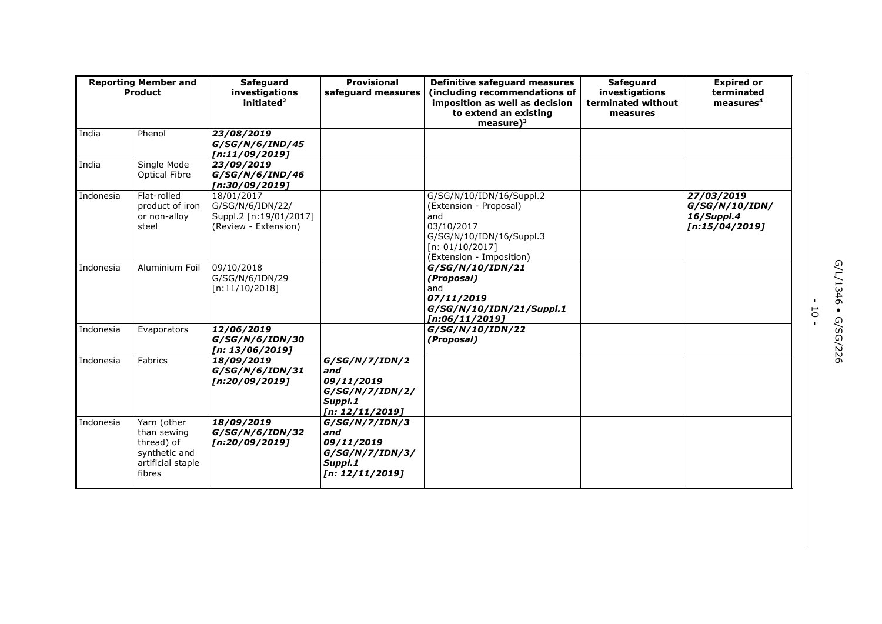| Reporting Member and Product | | Safeguard investigations initiated[2] | Provisional safeguard measures | Definitive safeguard measures (including recommendations of imposition as well as decision to extend an existing measure)[3] | Safeguard investigations terminated without measures | Expired or terminated measures[4] |
|---|---|---|---|---|---|---|
| India | Phenol | ***23/08/2019 G/SG/N/6/IND/45 [n:11/09/2019]*** | | | | |
| India | Single Mode Optical Fibre | ***23/09/2019 G/SG/N/6/IND/46 [n:30/09/2019]*** | | | | |
| Indonesia | Flat-rolled product of iron or non-alloy steel | 18/01/2017 G/SG/N/6/IDN/22/ Suppl.2 [n:19/01/2017] (Review - Extension) | | G/SG/N/10/IDN/16/Suppl.2 (Extension - Proposal) and 03/10/2017 G/SG/N/10/IDN/16/Suppl.3 [n: 01/10/2017] (Extension - Imposition) | | ***27/03/2019 G/SG/N/10/IDN/ 16/Suppl.4 [n:15/04/2019]*** |
| Indonesia | Aluminium Foil | 09/10/2018 G/SG/N/6/IDN/29 [n:11/10/2018] | | ***G/SG/N/10/IDN/21 (Proposal)*** and ***07/11/2019 G/SG/N/10/IDN/21/Suppl.1 [n:06/11/2019]*** | | |
| Indonesia | Evaporators | ***12/06/2019 G/SG/N/6/IDN/30 [n: 13/06/2019]*** | | ***G/SG/N/10/IDN/22 (Proposal)*** | | |
| Indonesia | Fabrics | ***18/09/2019 G/SG/N/6/IDN/31 [n:20/09/2019]*** | ***G/SG/N/7/IDN/2 and 09/11/2019 G/SG/N/7/IDN/2/ Suppl.1 [n: 12/11/2019]*** | | | |
| Indonesia | Yarn (other than sewing thread) of synthetic and artificial staple fibres | ***18/09/2019 G/SG/N/6/IDN/32 [n:20/09/2019]*** | ***G/SG/N/7/IDN/3 and 09/11/2019 G/SG/N/7/IDN/3/ Suppl.1 [n: 12/11/2019]*** | | | |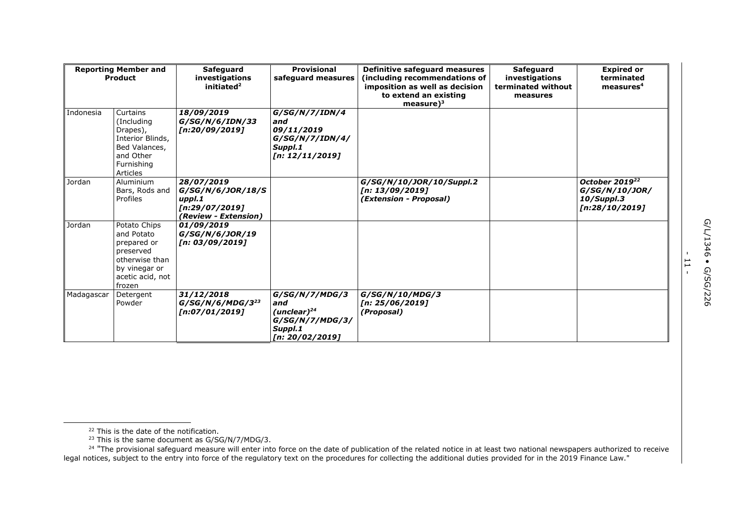| Reporting Member and Product | | Safeguard investigations initiated[2] | Provisional safeguard measures | Definitive safeguard measures (including recommendations of imposition as well as decision to extend an existing measure)[3] | Safeguard investigations terminated without measures | Expired or terminated measures[4] |
|---|---|---|---|---|---|---|
| Indonesia | Curtains (Including Drapes), Interior Blinds, Bed Valances, and Other Furnishing Articles | ***18/09/2019 G/SG/N/6/IDN/33 [n:20/09/2019]*** | ***G/SG/N/7/IDN/4 and 09/11/2019 G/SG/N/7/IDN/4/ Suppl.1 [n: 12/11/2019]*** | | | |
| Jordan | Aluminium Bars, Rods and Profiles | ***28/07/2019 G/SG/N/6/JOR/18/Suppl.1 [n:29/07/2019] (Review - Extension)*** | | ***G/SG/N/10/JOR/10/Suppl.2 [n: 13/09/2019] (Extension - Proposal)*** | | ***October 2019[22] G/SG/N/10/JOR/ 10/Suppl.3 [n:28/10/2019]*** |
| Jordan | Potato Chips and Potato prepared or preserved otherwise than by vinegar or acetic acid, not frozen | ***01/09/2019 G/SG/N/6/JOR/19 [n: 03/09/2019]*** | | | | |
| Madagascar | Detergent Powder | ***31/12/2018 G/SG/N/6/MDG/3[23] [n:07/01/2019]*** | ***G/SG/N/7/MDG/3 and (unclear)[24] G/SG/N/7/MDG/3/ Suppl.1 [n: 20/02/2019]*** | ***G/SG/N/10/MDG/3 [n: 25/06/2019] (Proposal)*** | | |

[22] This is the date of the notification.

[23] This is the same document as G/SG/N/7/MDG/3.

[24] "The provisional safeguard measure will enter into force on the date of publication of the related notice in at least two national newspapers authorized to receive legal notices, subject to the entry into force of the regulatory text on the procedures for collecting the additional duties provided for in the 2019 Finance Law."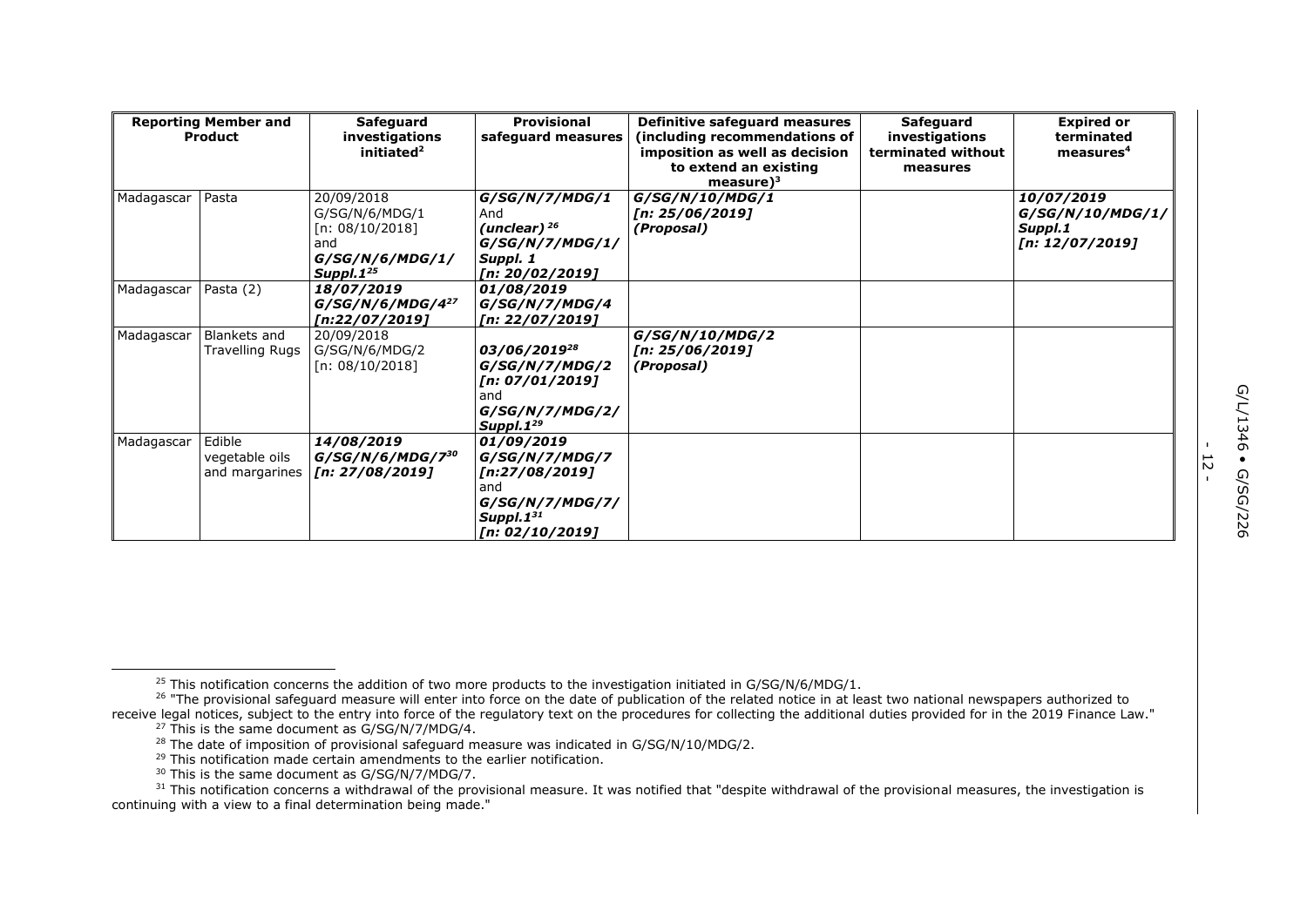| Reporting Member and Product | | Safeguard investigations initiated[2] | Provisional safeguard measures | Definitive safeguard measures (including recommendations of imposition as well as decision to extend an existing measure)[3] | Safeguard investigations terminated without measures | Expired or terminated measures[4] |
|---|---|---|---|---|---|---|
| Madagascar | Pasta | 20/09/2018 G/SG/N/6/MDG/1 [n: 08/10/2018] and ***G/SG/N/6/MDG/1/ Suppl.1***[25] | ***G/SG/N/7/MDG/1*** And ***(unclear)***[26] ***G/SG/N/7/MDG/1/ Suppl. 1 [n: 20/02/2019]*** | ***G/SG/N/10/MDG/1 [n: 25/06/2019] (Proposal)*** | | ***10/07/2019 G/SG/N/10/MDG/1/ Suppl.1 [n: 12/07/2019]*** |
| Madagascar | Pasta (2) | ***18/07/2019 G/SG/N/6/MDG/4***[27] ***[n:22/07/2019]*** | ***01/08/2019 G/SG/N/7/MDG/4 [n: 22/07/2019]*** | | | |
| Madagascar | Blankets and Travelling Rugs | 20/09/2018 G/SG/N/6/MDG/2 [n: 08/10/2018] | ***03/06/2019***[28] ***G/SG/N/7/MDG/2 [n: 07/01/2019]*** and ***G/SG/N/7/MDG/2/ Suppl.1***[29] | ***G/SG/N/10/MDG/2 [n: 25/06/2019] (Proposal)*** | | |
| Madagascar | Edible vegetable oils and margarines | ***14/08/2019 G/SG/N/6/MDG/7***[30] ***[n: 27/08/2019]*** | ***01/09/2019 G/SG/N/7/MDG/7 [n:27/08/2019]*** and ***G/SG/N/7/MDG/7/ Suppl.1***[31] ***[n: 02/10/2019]*** | | | |

[25] This notification concerns the addition of two more products to the investigation initiated in G/SG/N/6/MDG/1.

[26] "The provisional safeguard measure will enter into force on the date of publication of the related notice in at least two national newspapers authorized to receive legal notices, subject to the entry into force of the regulatory text on the procedures for collecting the additional duties provided for in the 2019 Finance Law."

[27] This is the same document as G/SG/N/7/MDG/4.

[28] The date of imposition of provisional safeguard measure was indicated in G/SG/N/10/MDG/2.

[29] This notification made certain amendments to the earlier notification.

[30] This is the same document as G/SG/N/7/MDG/7.

[31] This notification concerns a withdrawal of the provisional measure. It was notified that "despite withdrawal of the provisional measures, the investigation is continuing with a view to a final determination being made."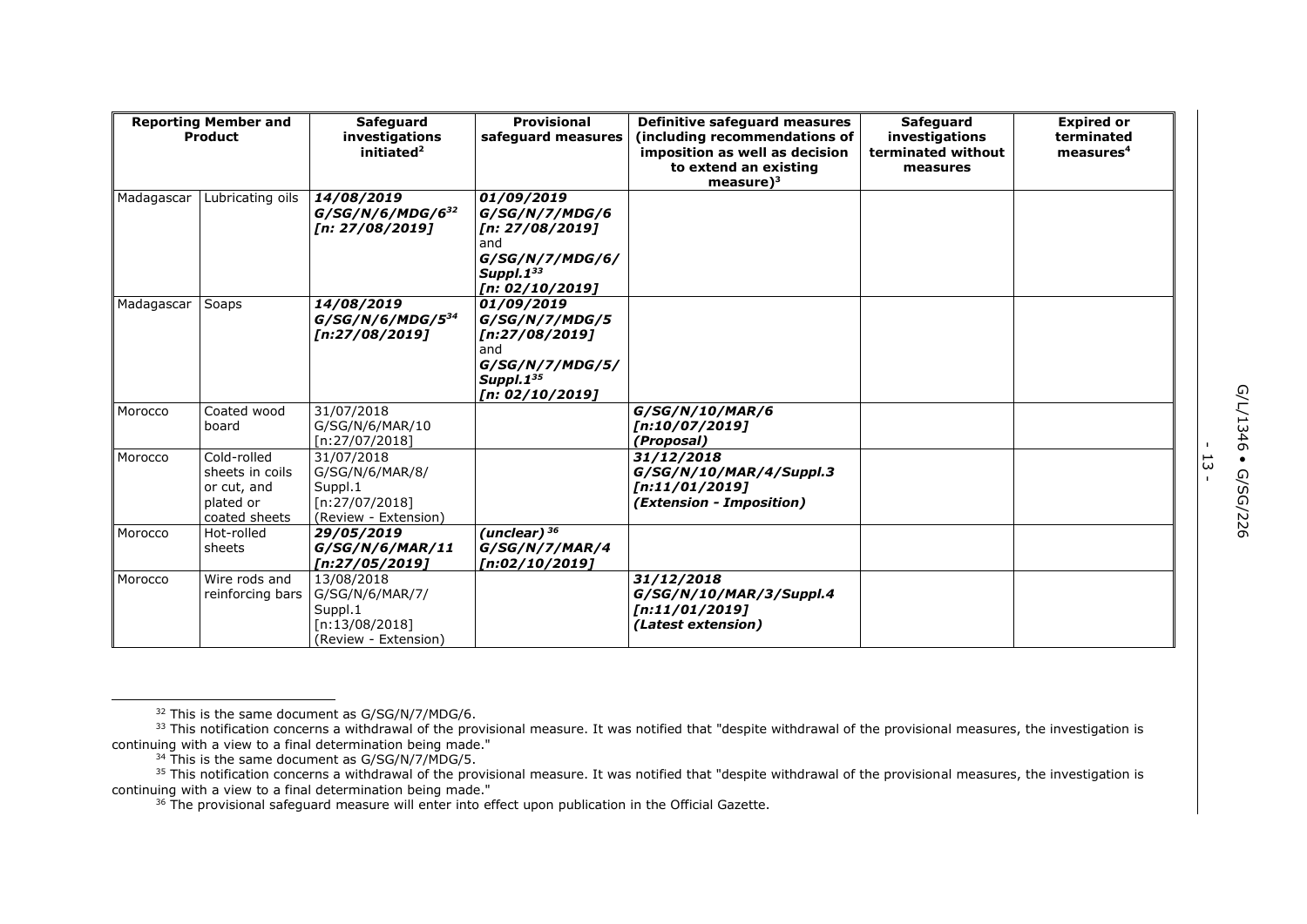| Reporting Member and Product | | Safeguard investigations initiated[2] | Provisional safeguard measures | Definitive safeguard measures (including recommendations of imposition as well as decision to extend an existing measure)[3] | Safeguard investigations terminated without measures | Expired or terminated measures[4] |
|---|---|---|---|---|---|---|
| Madagascar | Lubricating oils | ***14/08/2019 G/SG/N/6/MDG/6[32] [n: 27/08/2019]*** | ***01/09/2019 G/SG/N/7/MDG/6 [n: 27/08/2019]*** and ***G/SG/N/7/MDG/6/ Suppl.1[33] [n: 02/10/2019]*** | | | |
| Madagascar | Soaps | ***14/08/2019 G/SG/N/6/MDG/5[34] [n:27/08/2019]*** | ***01/09/2019 G/SG/N/7/MDG/5 [n:27/08/2019]*** and ***G/SG/N/7/MDG/5/ Suppl.1[35] [n: 02/10/2019]*** | | | |
| Morocco | Coated wood board | 31/07/2018 G/SG/N/6/MAR/10 [n:27/07/2018] | | ***G/SG/N/10/MAR/6 [n:10/07/2019] (Proposal)*** | | |
| Morocco | Cold-rolled sheets in coils or cut, and plated or coated sheets | 31/07/2018 G/SG/N/6/MAR/8/ Suppl.1 [n:27/07/2018] (Review - Extension) | | ***31/12/2018 G/SG/N/10/MAR/4/Suppl.3 [n:11/01/2019] (Extension - Imposition)*** | | |
| Morocco | Hot-rolled sheets | ***29/05/2019 G/SG/N/6/MAR/11 [n:27/05/2019]*** | ***(unclear)[36] G/SG/N/7/MAR/4 [n:02/10/2019]*** | | | |
| Morocco | Wire rods and reinforcing bars | 13/08/2018 G/SG/N/6/MAR/7/ Suppl.1 [n:13/08/2018] (Review - Extension) | | ***31/12/2018 G/SG/N/10/MAR/3/Suppl.4 [n:11/01/2019] (Latest extension)*** | | |

[32] This is the same document as G/SG/N/7/MDG/6.

[33] This notification concerns a withdrawal of the provisional measure. It was notified that "despite withdrawal of the provisional measures, the investigation is continuing with a view to a final determination being made."

[34] This is the same document as G/SG/N/7/MDG/5.

[35] This notification concerns a withdrawal of the provisional measure. It was notified that "despite withdrawal of the provisional measures, the investigation is continuing with a view to a final determination being made."

[36] The provisional safeguard measure will enter into effect upon publication in the Official Gazette.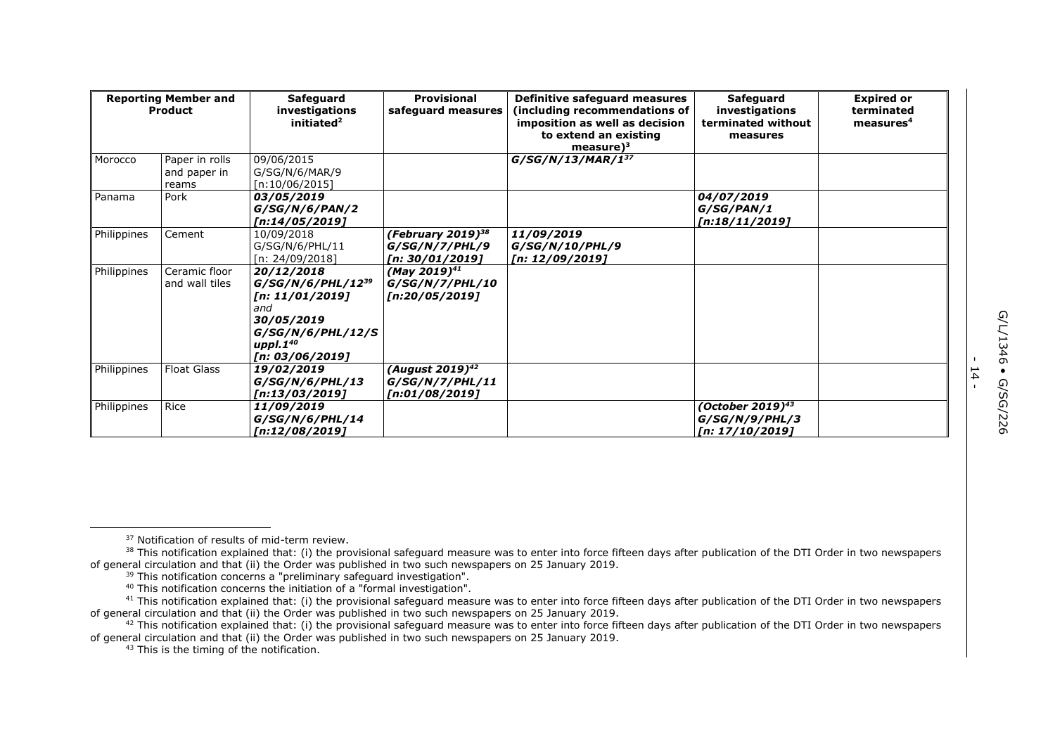| Reporting Member and Product | | Safeguard investigations initiated[2] | Provisional safeguard measures | Definitive safeguard measures (including recommendations of imposition as well as decision to extend an existing measure)[3] | Safeguard investigations terminated without measures | Expired or terminated measures[4] |
|---|---|---|---|---|---|---|
| Morocco | Paper in rolls and paper in reams | 09/06/2015 G/SG/N/6/MAR/9 [n:10/06/2015] | | ***G/SG/N/13/MAR/1***[37] | | |
| Panama | Pork | ***03/05/2019 G/SG/N/6/PAN/2 [n:14/05/2019]*** | | | ***04/07/2019 G/SG/PAN/1 [n:18/11/2019]*** | |
| Philippines | Cement | 10/09/2018 G/SG/N/6/PHL/11 [n: 24/09/2018] | ***(February 2019)***[38] ***G/SG/N/7/PHL/9 [n: 30/01/2019]*** | ***11/09/2019 G/SG/N/10/PHL/9 [n: 12/09/2019]*** | | |
| Philippines | Ceramic floor and wall tiles | ***20/12/2018 G/SG/N/6/PHL/12***[39] ***[n: 11/01/2019]*** *and* ***30/05/2019 G/SG/N/6/PHL/12/Suppl.1***[40] ***[n: 03/06/2019]*** | ***(May 2019)***[41] ***G/SG/N/7/PHL/10 [n:20/05/2019]*** | | | |
| Philippines | Float Glass | ***19/02/2019 G/SG/N/6/PHL/13 [n:13/03/2019]*** | ***(August 2019)***[42] ***G/SG/N/7/PHL/11 [n:01/08/2019]*** | | | |
| Philippines | Rice | ***11/09/2019 G/SG/N/6/PHL/14 [n:12/08/2019]*** | | | ***(October 2019)***[43] ***G/SG/N/9/PHL/3 [n: 17/10/2019]*** | |

[37] Notification of results of mid-term review.

[38] This notification explained that: (i) the provisional safeguard measure was to enter into force fifteen days after publication of the DTI Order in two newspapers of general circulation and that (ii) the Order was published in two such newspapers on 25 January 2019.

[39] This notification concerns a "preliminary safeguard investigation".

[40] This notification concerns the initiation of a "formal investigation".

[41] This notification explained that: (i) the provisional safeguard measure was to enter into force fifteen days after publication of the DTI Order in two newspapers of general circulation and that (ii) the Order was published in two such newspapers on 25 January 2019.

[42] This notification explained that: (i) the provisional safeguard measure was to enter into force fifteen days after publication of the DTI Order in two newspapers of general circulation and that (ii) the Order was published in two such newspapers on 25 January 2019.

[43] This is the timing of the notification.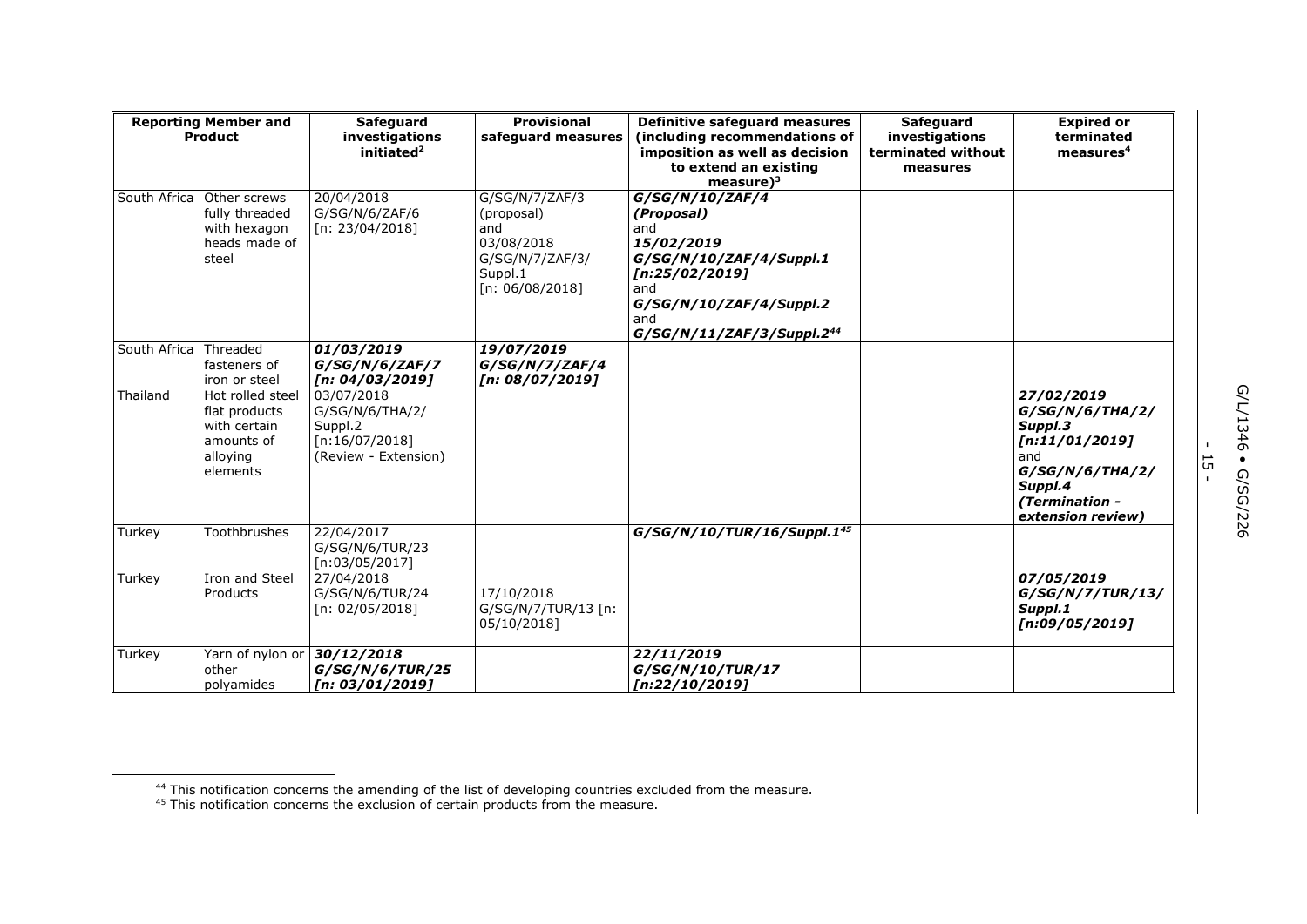| Reporting Member and Product | | Safeguard investigations initiated[2] | Provisional safeguard measures | Definitive safeguard measures (including recommendations of imposition as well as decision to extend an existing measure)[3] | Safeguard investigations terminated without measures | Expired or terminated measures[4] |
|---|---|---|---|---|---|---|
| South Africa | Other screws fully threaded with hexagon heads made of steel | 20/04/2018 G/SG/N/6/ZAF/6 [n: 23/04/2018] | G/SG/N/7/ZAF/3 (proposal) and 03/08/2018 G/SG/N/7/ZAF/3/ Suppl.1 [n: 06/08/2018] | ***G/SG/N/10/ZAF/4 (Proposal)*** and ***15/02/2019 G/SG/N/10/ZAF/4/Suppl.1 [n:25/02/2019]*** and ***G/SG/N/10/ZAF/4/Suppl.2*** and ***G/SG/N/11/ZAF/3/Suppl.2***[44] | | |
| South Africa | Threaded fasteners of iron or steel | ***01/03/2019 G/SG/N/6/ZAF/7 [n: 04/03/2019]*** | ***19/07/2019 G/SG/N/7/ZAF/4 [n: 08/07/2019]*** | | | |
| Thailand | Hot rolled steel flat products with certain amounts of alloying elements | 03/07/2018 G/SG/N/6/THA/2/ Suppl.2 [n:16/07/2018] (Review - Extension) | | | | ***27/02/2019 G/SG/N/6/THA/2/ Suppl.3 [n:11/01/2019]*** and ***G/SG/N/6/THA/2/ Suppl.4 (Termination - extension review)*** |
| Turkey | Toothbrushes | 22/04/2017 G/SG/N/6/TUR/23 [n:03/05/2017] | | ***G/SG/N/10/TUR/16/Suppl.1***[45] | | |
| Turkey | Iron and Steel Products | 27/04/2018 G/SG/N/6/TUR/24 [n: 02/05/2018] | 17/10/2018 G/SG/N/7/TUR/13 [n: 05/10/2018] | | | ***07/05/2019 G/SG/N/7/TUR/13/ Suppl.1 [n:09/05/2019]*** |
| Turkey | Yarn of nylon or other polyamides | ***30/12/2018 G/SG/N/6/TUR/25 [n: 03/01/2019]*** | | ***22/11/2019 G/SG/N/10/TUR/17 [n:22/10/2019]*** | | |

[44] This notification concerns the amending of the list of developing countries excluded from the measure.

[45] This notification concerns the exclusion of certain products from the measure.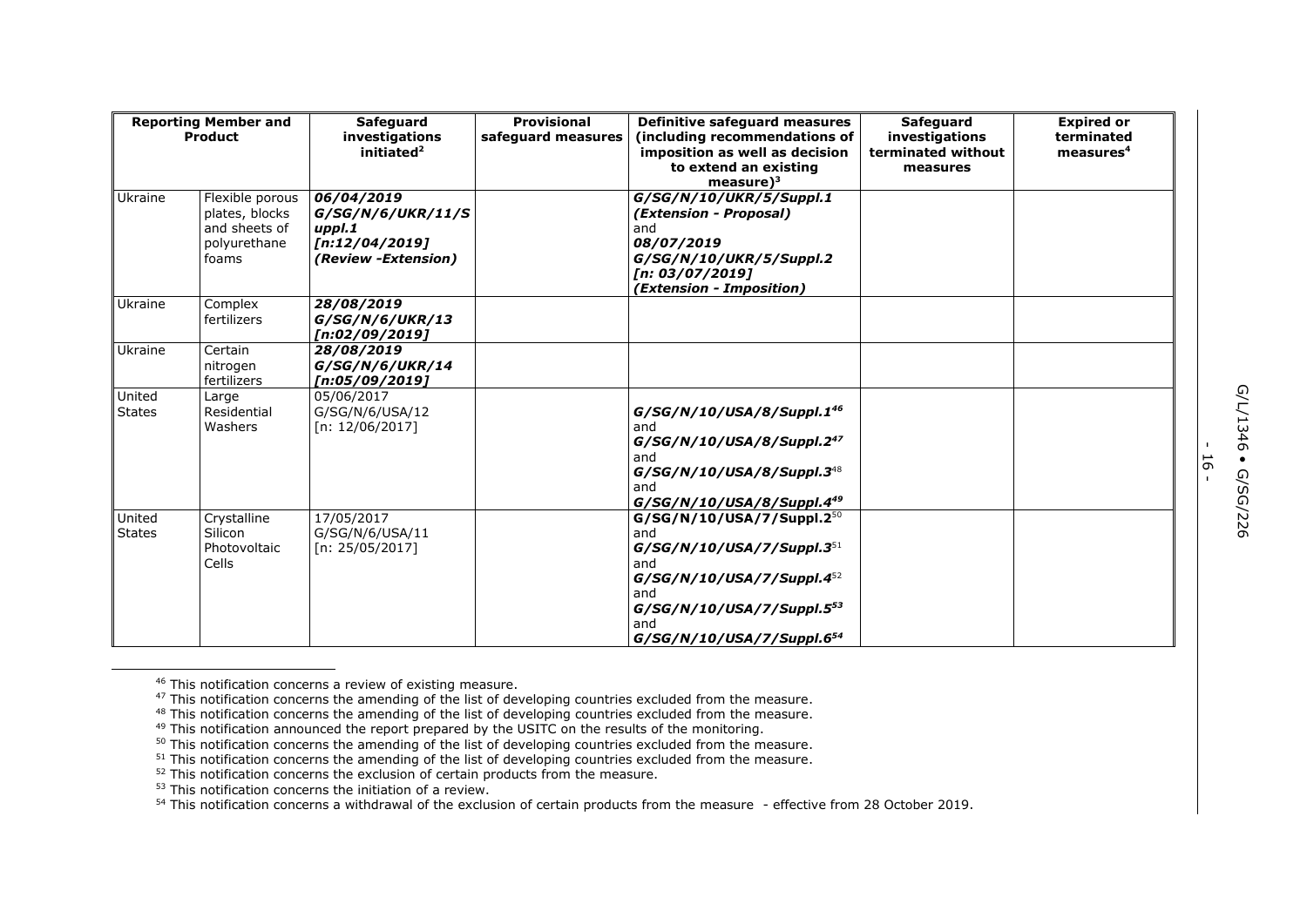| Reporting Member and Product | | Safeguard investigations initiated[2] | Provisional safeguard measures | Definitive safeguard measures (including recommendations of imposition as well as decision to extend an existing measure)[3] | Safeguard investigations terminated without measures | Expired or terminated measures[4] |
|---|---|---|---|---|---|---|
| Ukraine | Flexible porous plates, blocks and sheets of polyurethane foams | ***06/04/2019*** ***G/SG/N/6/UKR/11/Suppl.1*** ***[n:12/04/2019]*** ***(Review -Extension)*** | | ***G/SG/N/10/UKR/5/Suppl.1*** ***(Extension - Proposal)*** and ***08/07/2019*** ***G/SG/N/10/UKR/5/Suppl.2*** ***[n: 03/07/2019]*** ***(Extension - Imposition)*** | | |
| Ukraine | Complex fertilizers | ***28/08/2019*** ***G/SG/N/6/UKR/13*** ***[n:02/09/2019]*** | | | | |
| Ukraine | Certain nitrogen fertilizers | ***28/08/2019*** ***G/SG/N/6/UKR/14*** ***[n:05/09/2019]*** | | | | |
| United States | Large Residential Washers | 05/06/2017 G/SG/N/6/USA/12 [n: 12/06/2017] | | ***G/SG/N/10/USA/8/Suppl.1***[46] and ***G/SG/N/10/USA/8/Suppl.2***[47] and ***G/SG/N/10/USA/8/Suppl.3***[48] and ***G/SG/N/10/USA/8/Suppl.4***[49] | | |
| United States | Crystalline Silicon Photovoltaic Cells | 17/05/2017 G/SG/N/6/USA/11 [n: 25/05/2017] | | **G/SG/N/10/USA/7/Suppl.2**[50] and ***G/SG/N/10/USA/7/Suppl.3***[51] and ***G/SG/N/10/USA/7/Suppl.4***[52] and ***G/SG/N/10/USA/7/Suppl.5***[53] and ***G/SG/N/10/USA/7/Suppl.6***[54] | | |

[46] This notification concerns a review of existing measure.

[47] This notification concerns the amending of the list of developing countries excluded from the measure.

[48] This notification concerns the amending of the list of developing countries excluded from the measure.

[49] This notification announced the report prepared by the USITC on the results of the monitoring.

[50] This notification concerns the amending of the list of developing countries excluded from the measure.

[51] This notification concerns the amending of the list of developing countries excluded from the measure.

[52] This notification concerns the exclusion of certain products from the measure.

[53] This notification concerns the initiation of a review.

[54] This notification concerns a withdrawal of the exclusion of certain products from the measure - effective from 28 October 2019.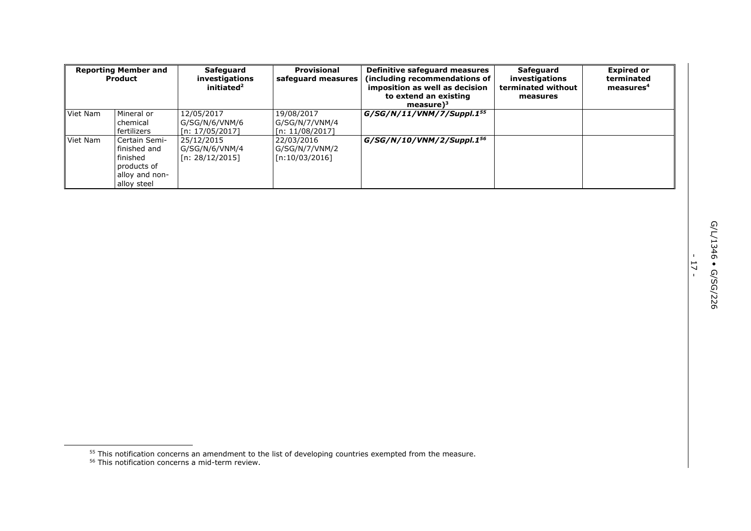| Reporting Member and Product | | Safeguard investigations initiated[2] | Provisional safeguard measures | Definitive safeguard measures (including recommendations of imposition as well as decision to extend an existing measure)[3] | Safeguard investigations terminated without measures | Expired or terminated measures[4] |
|---|---|---|---|---|---|---|
| Viet Nam | Mineral or chemical fertilizers | 12/05/2017 G/SG/N/6/VNM/6 [n: 17/05/2017] | 19/08/2017 G/SG/N/7/VNM/4 [n: 11/08/2017] | ***G/SG/N/11/VNM/7/Suppl.1***[55] | | |
| Viet Nam | Certain Semi-finished and finished products of alloy and non-alloy steel | 25/12/2015 G/SG/N/6/VNM/4 [n: 28/12/2015] | 22/03/2016 G/SG/N/7/VNM/2 [n:10/03/2016] | ***G/SG/N/10/VNM/2/Suppl.1***[56] | | |

[55] This notification concerns an amendment to the list of developing countries exempted from the measure.

[56] This notification concerns a mid-term review.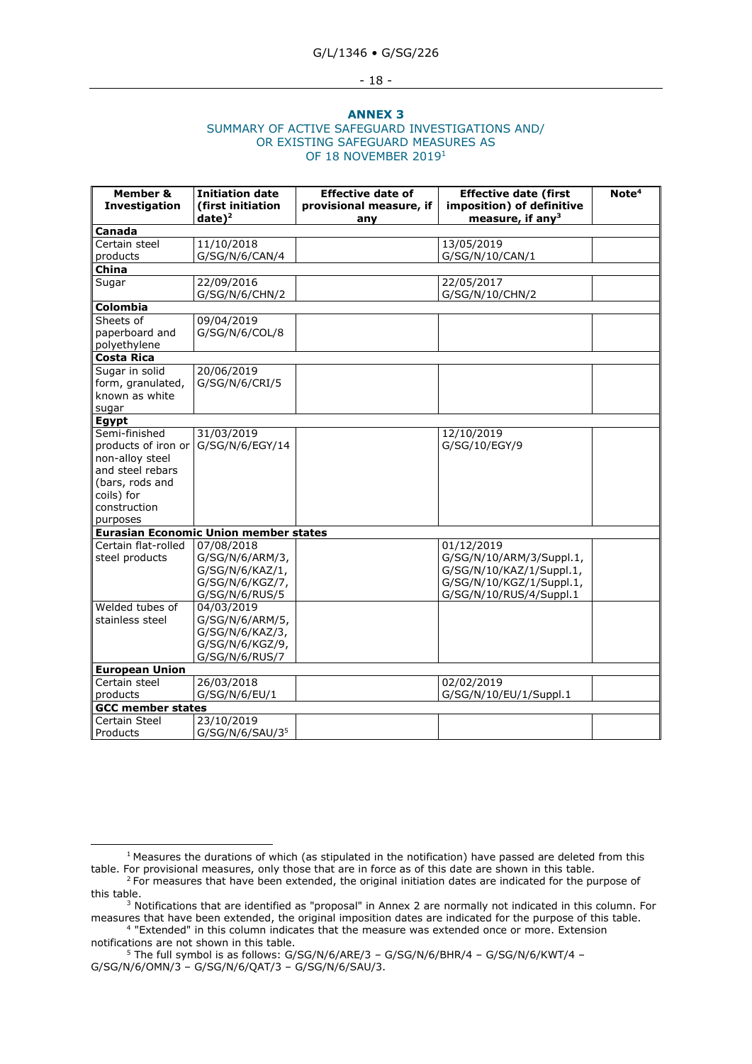## ANNEX 3

SUMMARY OF ACTIVE SAFEGUARD INVESTIGATIONS AND/ OR EXISTING SAFEGUARD MEASURES AS OF 18 NOVEMBER 2019[1]

| Member & Investigation | Initiation date (first initiation date)[2] | Effective date of provisional measure, if any | Effective date (first imposition) of definitive measure, if any[3] | Note[4] |
|---|---|---|---|---|
| **Canada** | | | | |
| Certain steel products | 11/10/2018 G/SG/N/6/CAN/4 | | 13/05/2019 G/SG/N/10/CAN/1 | |
| **China** | | | | |
| Sugar | 22/09/2016 G/SG/N/6/CHN/2 | | 22/05/2017 G/SG/N/10/CHN/2 | |
| **Colombia** | | | | |
| Sheets of paperboard and polyethylene | 09/04/2019 G/SG/N/6/COL/8 | | | |
| **Costa Rica** | | | | |
| Sugar in solid form, granulated, known as white sugar | 20/06/2019 G/SG/N/6/CRI/5 | | | |
| **Egypt** | | | | |
| Semi-finished products of iron or non-alloy steel and steel rebars (bars, rods and coils) for construction purposes | 31/03/2019 G/SG/N/6/EGY/14 | | 12/10/2019 G/SG/10/EGY/9 | |
| **Eurasian Economic Union member states** | | | | |
| Certain flat-rolled steel products | 07/08/2018 G/SG/N/6/ARM/3, G/SG/N/6/KAZ/1, G/SG/N/6/KGZ/7, G/SG/N/6/RUS/5 | | 01/12/2019 G/SG/N/10/ARM/3/Suppl.1, G/SG/N/10/KAZ/1/Suppl.1, G/SG/N/10/KGZ/1/Suppl.1, G/SG/N/10/RUS/4/Suppl.1 | |
| Welded tubes of stainless steel | 04/03/2019 G/SG/N/6/ARM/5, G/SG/N/6/KAZ/3, G/SG/N/6/KGZ/9, G/SG/N/6/RUS/7 | | | |
| **European Union** | | | | |
| Certain steel products | 26/03/2018 G/SG/N/6/EU/1 | | 02/02/2019 G/SG/N/10/EU/1/Suppl.1 | |
| **GCC member states** | | | | |
| Certain Steel Products | 23/10/2019 G/SG/N/6/SAU/3[5] | | | |

[1] Measures the durations of which (as stipulated in the notification) have passed are deleted from this table. For provisional measures, only those that are in force as of this date are shown in this table.

[2] For measures that have been extended, the original initiation dates are indicated for the purpose of this table.

[3] Notifications that are identified as "proposal" in Annex 2 are normally not indicated in this column. For measures that have been extended, the original imposition dates are indicated for the purpose of this table.

[4] "Extended" in this column indicates that the measure was extended once or more. Extension notifications are not shown in this table.

[5] The full symbol is as follows: G/SG/N/6/ARE/3 – G/SG/N/6/BHR/4 – G/SG/N/6/KWT/4 – G/SG/N/6/OMN/3 – G/SG/N/6/QAT/3 – G/SG/N/6/SAU/3.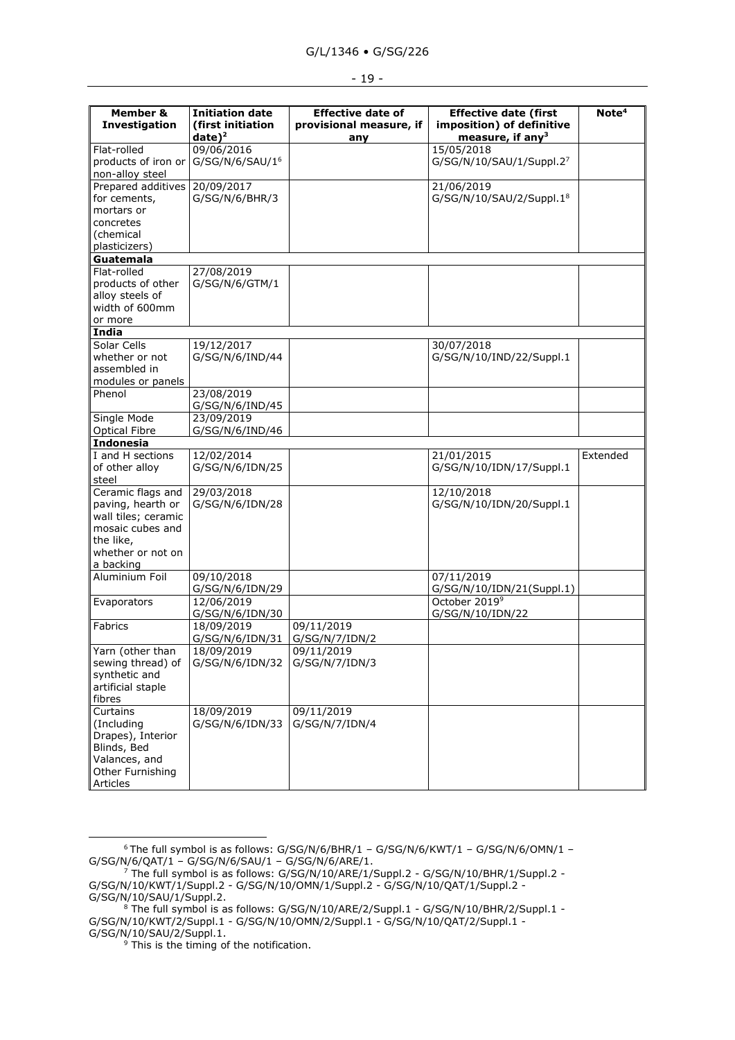| Member & Investigation | Initiation date (first initiation date)[2] | Effective date of provisional measure, if any | Effective date (first imposition) of definitive measure, if any[3] | Note[4] |
| --- | --- | --- | --- | --- |
| Flat-rolled products of iron or non-alloy steel | 09/06/2016 G/SG/N/6/SAU/1[6] | | 15/05/2018 G/SG/N/10/SAU/1/Suppl.2[7] | |
| Prepared additives for cements, mortars or concretes (chemical plasticizers) | 20/09/2017 G/SG/N/6/BHR/3 | | 21/06/2019 G/SG/N/10/SAU/2/Suppl.1[8] | |
| **Guatemala** | | | | |
| Flat-rolled products of other alloy steels of width of 600mm or more | 27/08/2019 G/SG/N/6/GTM/1 | | | |
| **India** | | | | |
| Solar Cells whether or not assembled in modules or panels | 19/12/2017 G/SG/N/6/IND/44 | | 30/07/2018 G/SG/N/10/IND/22/Suppl.1 | |
| Phenol | 23/08/2019 G/SG/N/6/IND/45 | | | |
| Single Mode Optical Fibre | 23/09/2019 G/SG/N/6/IND/46 | | | |
| **Indonesia** | | | | |
| I and H sections of other alloy steel | 12/02/2014 G/SG/N/6/IDN/25 | | 21/01/2015 G/SG/N/10/IDN/17/Suppl.1 | Extended |
| Ceramic flags and paving, hearth or wall tiles; ceramic mosaic cubes and the like, whether or not on a backing | 29/03/2018 G/SG/N/6/IDN/28 | | 12/10/2018 G/SG/N/10/IDN/20/Suppl.1 | |
| Aluminium Foil | 09/10/2018 G/SG/N/6/IDN/29 | | 07/11/2019 G/SG/N/10/IDN/21(Suppl.1) | |
| Evaporators | 12/06/2019 G/SG/N/6/IDN/30 | | October 2019[9] G/SG/N/10/IDN/22 | |
| Fabrics | 18/09/2019 G/SG/N/6/IDN/31 | 09/11/2019 G/SG/N/7/IDN/2 | | |
| Yarn (other than sewing thread) of synthetic and artificial staple fibres | 18/09/2019 G/SG/N/6/IDN/32 | 09/11/2019 G/SG/N/7/IDN/3 | | |
| Curtains (Including Drapes), Interior Blinds, Bed Valances, and Other Furnishing Articles | 18/09/2019 G/SG/N/6/IDN/33 | 09/11/2019 G/SG/N/7/IDN/4 | | |

[6] The full symbol is as follows: G/SG/N/6/BHR/1 – G/SG/N/6/KWT/1 – G/SG/N/6/OMN/1 – G/SG/N/6/QAT/1 – G/SG/N/6/SAU/1 – G/SG/N/6/ARE/1.

[7] The full symbol is as follows: G/SG/N/10/ARE/1/Suppl.2 - G/SG/N/10/BHR/1/Suppl.2 - G/SG/N/10/KWT/1/Suppl.2 - G/SG/N/10/OMN/1/Suppl.2 - G/SG/N/10/QAT/1/Suppl.2 - G/SG/N/10/SAU/1/Suppl.2.

[8] The full symbol is as follows: G/SG/N/10/ARE/2/Suppl.1 - G/SG/N/10/BHR/2/Suppl.1 - G/SG/N/10/KWT/2/Suppl.1 - G/SG/N/10/OMN/2/Suppl.1 - G/SG/N/10/QAT/2/Suppl.1 - G/SG/N/10/SAU/2/Suppl.1.

[9] This is the timing of the notification.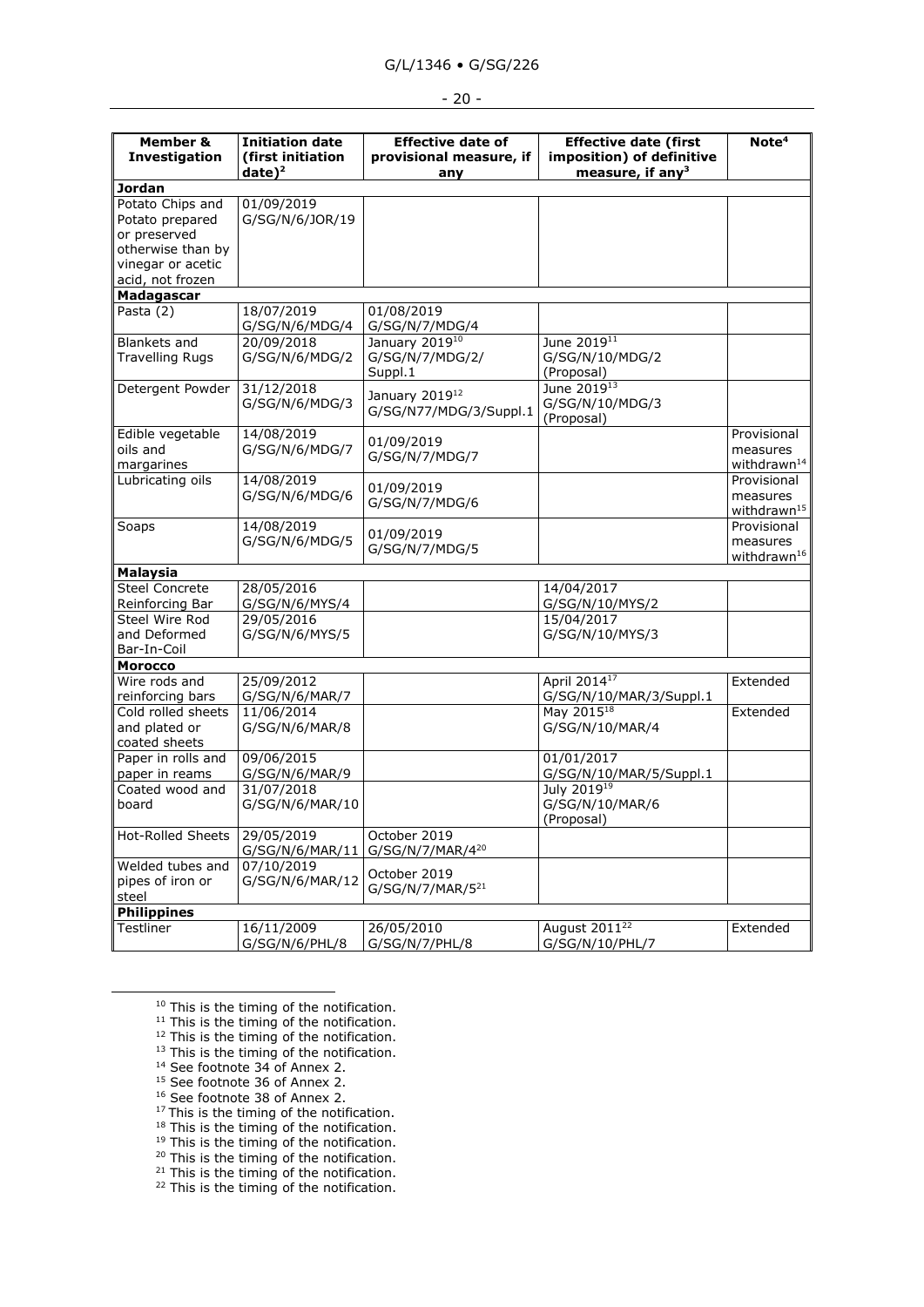| Member & Investigation | Initiation date (first initiation date)[2] | Effective date of provisional measure, if any | Effective date (first imposition) of definitive measure, if any[3] | Note[4] |
|---|---|---|---|---|
| **Jordan** | | | | |
| Potato Chips and Potato prepared or preserved otherwise than by vinegar or acetic acid, not frozen | 01/09/2019 G/SG/N/6/JOR/19 | | | |
| **Madagascar** | | | | |
| Pasta (2) | 18/07/2019 G/SG/N/6/MDG/4 | 01/08/2019 G/SG/N/7/MDG/4 | | |
| Blankets and Travelling Rugs | 20/09/2018 G/SG/N/6/MDG/2 | January 2019[10] G/SG/N/7/MDG/2/ Suppl.1 | June 2019[11] G/SG/N/10/MDG/2 (Proposal) | |
| Detergent Powder | 31/12/2018 G/SG/N/6/MDG/3 | January 2019[12] G/SG/N77/MDG/3/Suppl.1 | June 2019[13] G/SG/N/10/MDG/3 (Proposal) | |
| Edible vegetable oils and margarines | 14/08/2019 G/SG/N/6/MDG/7 | 01/09/2019 G/SG/N/7/MDG/7 | | Provisional measures withdrawn[14] |
| Lubricating oils | 14/08/2019 G/SG/N/6/MDG/6 | 01/09/2019 G/SG/N/7/MDG/6 | | Provisional measures withdrawn[15] |
| Soaps | 14/08/2019 G/SG/N/6/MDG/5 | 01/09/2019 G/SG/N/7/MDG/5 | | Provisional measures withdrawn[16] |
| **Malaysia** | | | | |
| Steel Concrete Reinforcing Bar | 28/05/2016 G/SG/N/6/MYS/4 | | 14/04/2017 G/SG/N/10/MYS/2 | |
| Steel Wire Rod and Deformed Bar-In-Coil | 29/05/2016 G/SG/N/6/MYS/5 | | 15/04/2017 G/SG/N/10/MYS/3 | |
| **Morocco** | | | | |
| Wire rods and reinforcing bars | 25/09/2012 G/SG/N/6/MAR/7 | | April 2014[17] G/SG/N/10/MAR/3/Suppl.1 | Extended |
| Cold rolled sheets and plated or coated sheets | 11/06/2014 G/SG/N/6/MAR/8 | | May 2015[18] G/SG/N/10/MAR/4 | Extended |
| Paper in rolls and paper in reams | 09/06/2015 G/SG/N/6/MAR/9 | | 01/01/2017 G/SG/N/10/MAR/5/Suppl.1 | |
| Coated wood and board | 31/07/2018 G/SG/N/6/MAR/10 | | July 2019[19] G/SG/N/10/MAR/6 (Proposal) | |
| Hot-Rolled Sheets | 29/05/2019 G/SG/N/6/MAR/11 | October 2019 G/SG/N/7/MAR/4[20] | | |
| Welded tubes and pipes of iron or steel | 07/10/2019 G/SG/N/6/MAR/12 | October 2019 G/SG/N/7/MAR/5[21] | | |
| **Philippines** | | | | |
| Testliner | 16/11/2009 G/SG/N/6/PHL/8 | 26/05/2010 G/SG/N/7/PHL/8 | August 2011[22] G/SG/N/10/PHL/7 | Extended |

[10] This is the timing of the notification.
[11] This is the timing of the notification.
[12] This is the timing of the notification.
[13] This is the timing of the notification.
[14] See footnote 34 of Annex 2.
[15] See footnote 36 of Annex 2.
[16] See footnote 38 of Annex 2.
[17] This is the timing of the notification.
[18] This is the timing of the notification.
[19] This is the timing of the notification.
[20] This is the timing of the notification.
[21] This is the timing of the notification.
[22] This is the timing of the notification.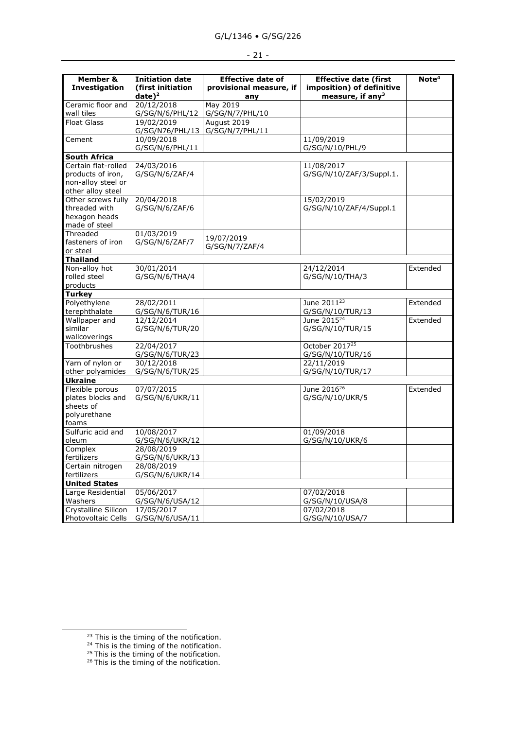| Member & Investigation | Initiation date (first initiation date)[2] | Effective date of provisional measure, if any | Effective date (first imposition) of definitive measure, if any[3] | Note[4] |
|---|---|---|---|---|
| Ceramic floor and wall tiles | 20/12/2018 G/SG/N/6/PHL/12 | May 2019 G/SG/N/7/PHL/10 | | |
| Float Glass | 19/02/2019 G/SG/N76/PHL/13 | August 2019 G/SG/N/7/PHL/11 | | |
| Cement | 10/09/2018 G/SG/N/6/PHL/11 | | 11/09/2019 G/SG/N/10/PHL/9 | |
| **South Africa** | | | | |
| Certain flat-rolled products of iron, non-alloy steel or other alloy steel | 24/03/2016 G/SG/N/6/ZAF/4 | | 11/08/2017 G/SG/N/10/ZAF/3/Suppl.1. | |
| Other screws fully threaded with hexagon heads made of steel | 20/04/2018 G/SG/N/6/ZAF/6 | | 15/02/2019 G/SG/N/10/ZAF/4/Suppl.1 | |
| Threaded fasteners of iron or steel | 01/03/2019 G/SG/N/6/ZAF/7 | 19/07/2019 G/SG/N/7/ZAF/4 | | |
| **Thailand** | | | | |
| Non-alloy hot rolled steel products | 30/01/2014 G/SG/N/6/THA/4 | | 24/12/2014 G/SG/N/10/THA/3 | Extended |
| **Turkey** | | | | |
| Polyethylene terephthalate | 28/02/2011 G/SG/N/6/TUR/16 | | June 2011[23] G/SG/N/10/TUR/13 | Extended |
| Wallpaper and similar wallcoverings | 12/12/2014 G/SG/N/6/TUR/20 | | June 2015[24] G/SG/N/10/TUR/15 | Extended |
| Toothbrushes | 22/04/2017 G/SG/N/6/TUR/23 | | October 2017[25] G/SG/N/10/TUR/16 | |
| Yarn of nylon or other polyamides | 30/12/2018 G/SG/N/6/TUR/25 | | 22/11/2019 G/SG/N/10/TUR/17 | |
| **Ukraine** | | | | |
| Flexible porous plates blocks and sheets of polyurethane foams | 07/07/2015 G/SG/N/6/UKR/11 | | June 2016[26] G/SG/N/10/UKR/5 | Extended |
| Sulfuric acid and oleum | 10/08/2017 G/SG/N/6/UKR/12 | | 01/09/2018 G/SG/N/10/UKR/6 | |
| Complex fertilizers | 28/08/2019 G/SG/N/6/UKR/13 | | | |
| Certain nitrogen fertilizers | 28/08/2019 G/SG/N/6/UKR/14 | | | |
| **United States** | | | | |
| Large Residential Washers | 05/06/2017 G/SG/N/6/USA/12 | | 07/02/2018 G/SG/N/10/USA/8 | |
| Crystalline Silicon Photovoltaic Cells | 17/05/2017 G/SG/N/6/USA/11 | | 07/02/2018 G/SG/N/10/USA/7 | |

[23] This is the timing of the notification.

[24] This is the timing of the notification.

[25] This is the timing of the notification.

[26] This is the timing of the notification.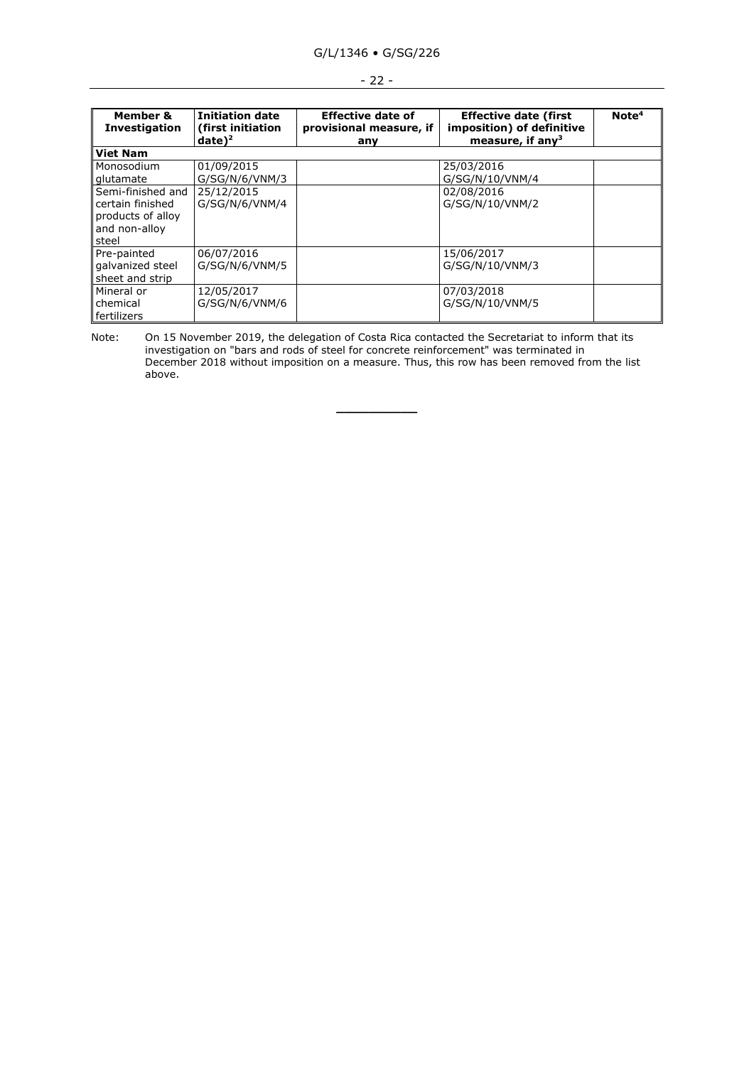| Member & Investigation | Initiation date (first initiation date)[2] | Effective date of provisional measure, if any | Effective date (first imposition) of definitive measure, if any[3] | Note[4] |
|---|---|---|---|---|
| **Viet Nam** | | | | |
| Monosodium glutamate | 01/09/2015 G/SG/N/6/VNM/3 | | 25/03/2016 G/SG/N/10/VNM/4 | |
| Semi-finished and certain finished products of alloy and non-alloy steel | 25/12/2015 G/SG/N/6/VNM/4 | | 02/08/2016 G/SG/N/10/VNM/2 | |
| Pre-painted galvanized steel sheet and strip | 06/07/2016 G/SG/N/6/VNM/5 | | 15/06/2017 G/SG/N/10/VNM/3 | |
| Mineral or chemical fertilizers | 12/05/2017 G/SG/N/6/VNM/6 | | 07/03/2018 G/SG/N/10/VNM/5 | |

Note: On 15 November 2019, the delegation of Costa Rica contacted the Secretariat to inform that its investigation on "bars and rods of steel for concrete reinforcement" was terminated in December 2018 without imposition on a measure. Thus, this row has been removed from the list above.

__________